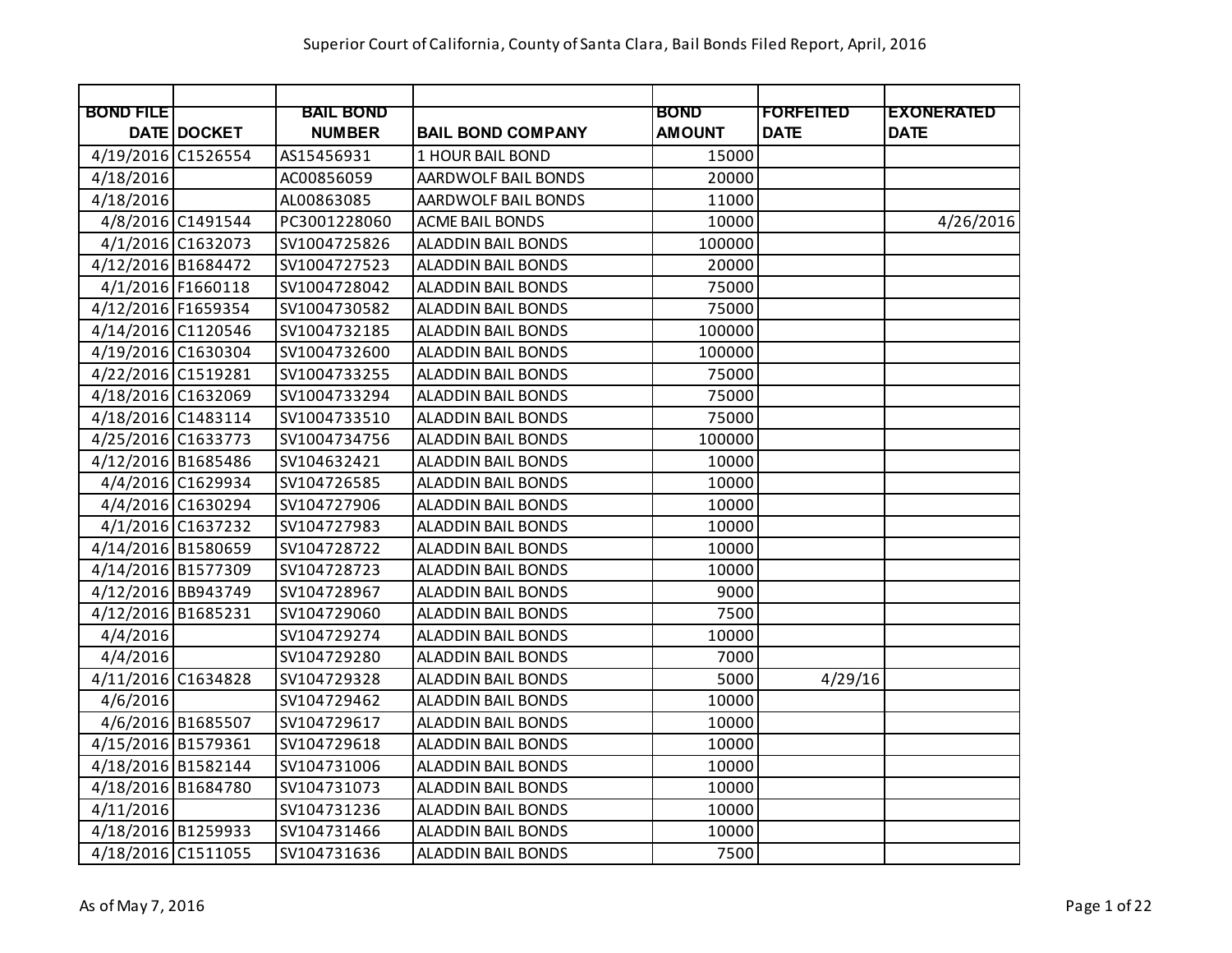# Superior Court of California, County of Santa Clara, Bail Bonds Filed Report, April, 2016

| BOND FILE DATE | DOCKET | BAIL BOND NUMBER | BAIL BOND COMPANY | BOND AMOUNT | FORFEITED DATE | EXONERATED DATE |
|---|---|---|---|---|---|---|
| 4/19/2016 | C1526554 | AS15456931 | 1 HOUR BAIL BOND | 15000 | | |
| 4/18/2016 | | AC00856059 | AARDWOLF BAIL BONDS | 20000 | | |
| 4/18/2016 | | AL00863085 | AARDWOLF BAIL BONDS | 11000 | | |
| 4/8/2016 | C1491544 | PC3001228060 | ACME BAIL BONDS | 10000 | | 4/26/2016 |
| 4/1/2016 | C1632073 | SV1004725826 | ALADDIN BAIL BONDS | 100000 | | |
| 4/12/2016 | B1684472 | SV1004727523 | ALADDIN BAIL BONDS | 20000 | | |
| 4/1/2016 | F1660118 | SV1004728042 | ALADDIN BAIL BONDS | 75000 | | |
| 4/12/2016 | F1659354 | SV1004730582 | ALADDIN BAIL BONDS | 75000 | | |
| 4/14/2016 | C1120546 | SV1004732185 | ALADDIN BAIL BONDS | 100000 | | |
| 4/19/2016 | C1630304 | SV1004732600 | ALADDIN BAIL BONDS | 100000 | | |
| 4/22/2016 | C1519281 | SV1004733255 | ALADDIN BAIL BONDS | 75000 | | |
| 4/18/2016 | C1632069 | SV1004733294 | ALADDIN BAIL BONDS | 75000 | | |
| 4/18/2016 | C1483114 | SV1004733510 | ALADDIN BAIL BONDS | 75000 | | |
| 4/25/2016 | C1633773 | SV1004734756 | ALADDIN BAIL BONDS | 100000 | | |
| 4/12/2016 | B1685486 | SV104632421 | ALADDIN BAIL BONDS | 10000 | | |
| 4/4/2016 | C1629934 | SV104726585 | ALADDIN BAIL BONDS | 10000 | | |
| 4/4/2016 | C1630294 | SV104727906 | ALADDIN BAIL BONDS | 10000 | | |
| 4/1/2016 | C1637232 | SV104727983 | ALADDIN BAIL BONDS | 10000 | | |
| 4/14/2016 | B1580659 | SV104728722 | ALADDIN BAIL BONDS | 10000 | | |
| 4/14/2016 | B1577309 | SV104728723 | ALADDIN BAIL BONDS | 10000 | | |
| 4/12/2016 | BB943749 | SV104728967 | ALADDIN BAIL BONDS | 9000 | | |
| 4/12/2016 | B1685231 | SV104729060 | ALADDIN BAIL BONDS | 7500 | | |
| 4/4/2016 | | SV104729274 | ALADDIN BAIL BONDS | 10000 | | |
| 4/4/2016 | | SV104729280 | ALADDIN BAIL BONDS | 7000 | | |
| 4/11/2016 | C1634828 | SV104729328 | ALADDIN BAIL BONDS | 5000 | 4/29/16 | |
| 4/6/2016 | | SV104729462 | ALADDIN BAIL BONDS | 10000 | | |
| 4/6/2016 | B1685507 | SV104729617 | ALADDIN BAIL BONDS | 10000 | | |
| 4/15/2016 | B1579361 | SV104729618 | ALADDIN BAIL BONDS | 10000 | | |
| 4/18/2016 | B1582144 | SV104731006 | ALADDIN BAIL BONDS | 10000 | | |
| 4/18/2016 | B1684780 | SV104731073 | ALADDIN BAIL BONDS | 10000 | | |
| 4/11/2016 | | SV104731236 | ALADDIN BAIL BONDS | 10000 | | |
| 4/18/2016 | B1259933 | SV104731466 | ALADDIN BAIL BONDS | 10000 | | |
| 4/18/2016 | C1511055 | SV104731636 | ALADDIN BAIL BONDS | 7500 | | |

As of May 7, 2016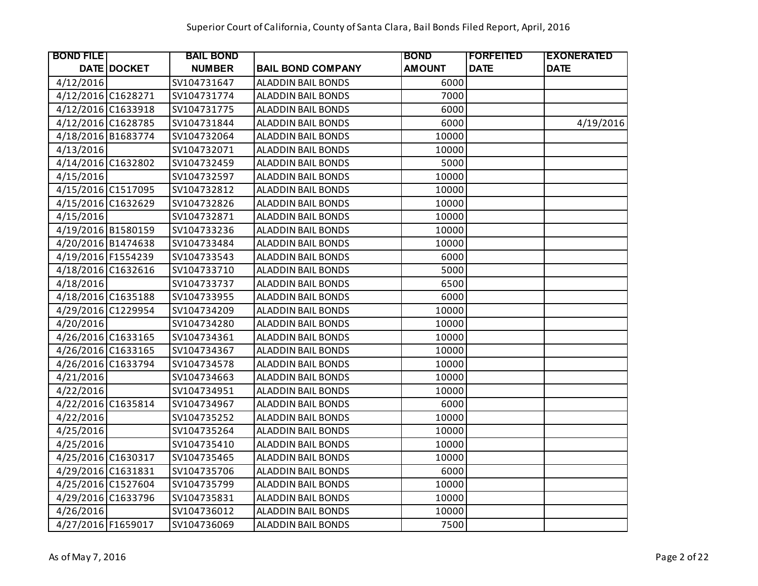Superior Court of California, County of Santa Clara, Bail Bonds Filed Report, April, 2016

| BOND FILE DATE | DOCKET | BAIL BOND NUMBER | BAIL BOND COMPANY | BOND AMOUNT | FORFEITED DATE | EXONERATED DATE |
|---|---|---|---|---|---|---|
| 4/12/2016 | | SV104731647 | ALADDIN BAIL BONDS | 6000 | | |
| 4/12/2016 | C1628271 | SV104731774 | ALADDIN BAIL BONDS | 7000 | | |
| 4/12/2016 | C1633918 | SV104731775 | ALADDIN BAIL BONDS | 6000 | | |
| 4/12/2016 | C1628785 | SV104731844 | ALADDIN BAIL BONDS | 6000 | | 4/19/2016 |
| 4/18/2016 | B1683774 | SV104732064 | ALADDIN BAIL BONDS | 10000 | | |
| 4/13/2016 | | SV104732071 | ALADDIN BAIL BONDS | 10000 | | |
| 4/14/2016 | C1632802 | SV104732459 | ALADDIN BAIL BONDS | 5000 | | |
| 4/15/2016 | | SV104732597 | ALADDIN BAIL BONDS | 10000 | | |
| 4/15/2016 | C1517095 | SV104732812 | ALADDIN BAIL BONDS | 10000 | | |
| 4/15/2016 | C1632629 | SV104732826 | ALADDIN BAIL BONDS | 10000 | | |
| 4/15/2016 | | SV104732871 | ALADDIN BAIL BONDS | 10000 | | |
| 4/19/2016 | B1580159 | SV104733236 | ALADDIN BAIL BONDS | 10000 | | |
| 4/20/2016 | B1474638 | SV104733484 | ALADDIN BAIL BONDS | 10000 | | |
| 4/19/2016 | F1554239 | SV104733543 | ALADDIN BAIL BONDS | 6000 | | |
| 4/18/2016 | C1632616 | SV104733710 | ALADDIN BAIL BONDS | 5000 | | |
| 4/18/2016 | | SV104733737 | ALADDIN BAIL BONDS | 6500 | | |
| 4/18/2016 | C1635188 | SV104733955 | ALADDIN BAIL BONDS | 6000 | | |
| 4/29/2016 | C1229954 | SV104734209 | ALADDIN BAIL BONDS | 10000 | | |
| 4/20/2016 | | SV104734280 | ALADDIN BAIL BONDS | 10000 | | |
| 4/26/2016 | C1633165 | SV104734361 | ALADDIN BAIL BONDS | 10000 | | |
| 4/26/2016 | C1633165 | SV104734367 | ALADDIN BAIL BONDS | 10000 | | |
| 4/26/2016 | C1633794 | SV104734578 | ALADDIN BAIL BONDS | 10000 | | |
| 4/21/2016 | | SV104734663 | ALADDIN BAIL BONDS | 10000 | | |
| 4/22/2016 | | SV104734951 | ALADDIN BAIL BONDS | 10000 | | |
| 4/22/2016 | C1635814 | SV104734967 | ALADDIN BAIL BONDS | 6000 | | |
| 4/22/2016 | | SV104735252 | ALADDIN BAIL BONDS | 10000 | | |
| 4/25/2016 | | SV104735264 | ALADDIN BAIL BONDS | 10000 | | |
| 4/25/2016 | | SV104735410 | ALADDIN BAIL BONDS | 10000 | | |
| 4/25/2016 | C1630317 | SV104735465 | ALADDIN BAIL BONDS | 10000 | | |
| 4/29/2016 | C1631831 | SV104735706 | ALADDIN BAIL BONDS | 6000 | | |
| 4/25/2016 | C1527604 | SV104735799 | ALADDIN BAIL BONDS | 10000 | | |
| 4/29/2016 | C1633796 | SV104735831 | ALADDIN BAIL BONDS | 10000 | | |
| 4/26/2016 | | SV104736012 | ALADDIN BAIL BONDS | 10000 | | |
| 4/27/2016 | F1659017 | SV104736069 | ALADDIN BAIL BONDS | 7500 | | |

As of May 7, 2016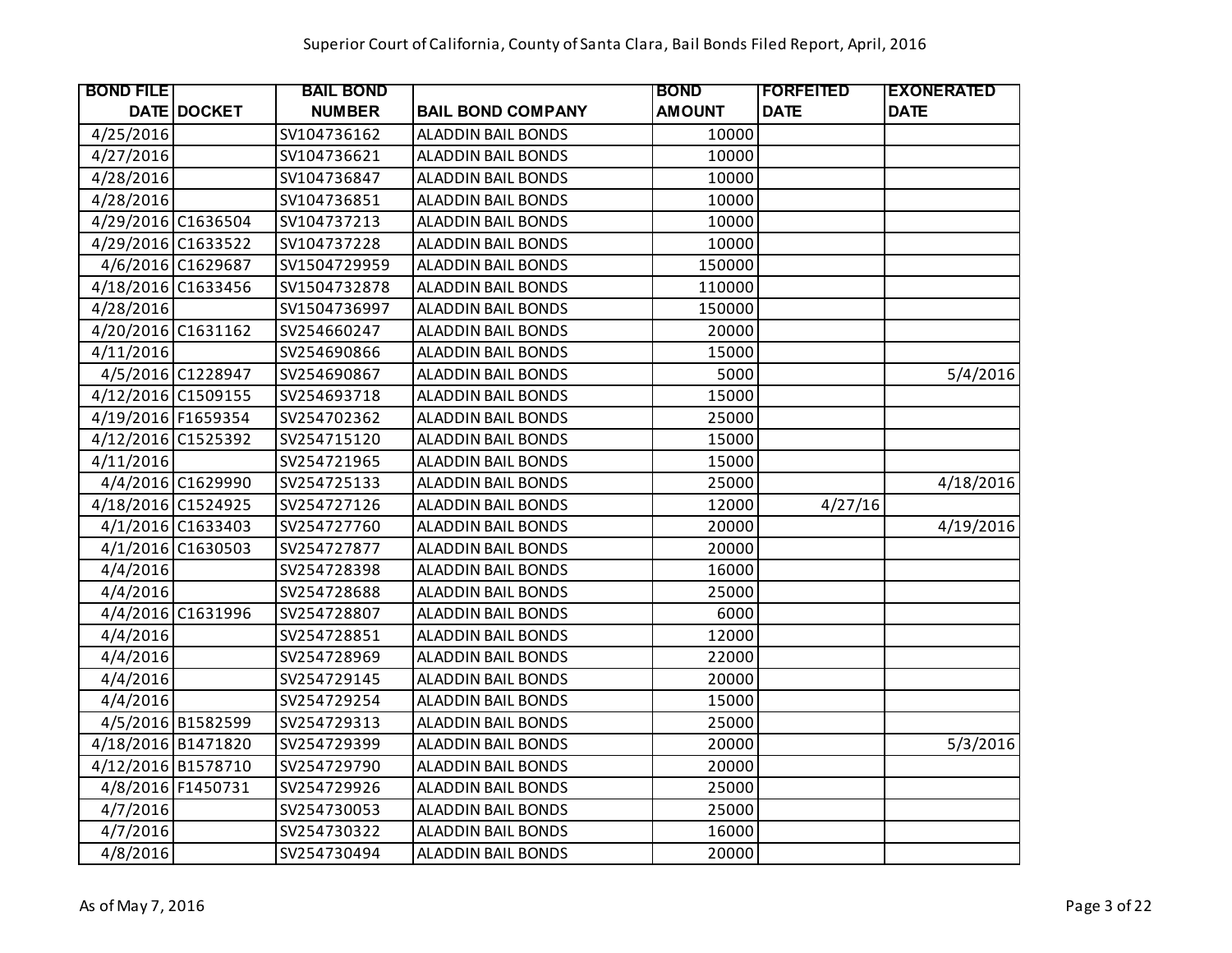Superior Court of California, County of Santa Clara, Bail Bonds Filed Report, April, 2016

| BOND FILE DATE | DOCKET | BAIL BOND NUMBER | BAIL BOND COMPANY | BOND AMOUNT | FORFEITED DATE | EXONERATED DATE |
|---|---|---|---|---|---|---|
| 4/25/2016 | | SV104736162 | ALADDIN BAIL BONDS | 10000 | | |
| 4/27/2016 | | SV104736621 | ALADDIN BAIL BONDS | 10000 | | |
| 4/28/2016 | | SV104736847 | ALADDIN BAIL BONDS | 10000 | | |
| 4/28/2016 | | SV104736851 | ALADDIN BAIL BONDS | 10000 | | |
| 4/29/2016 | C1636504 | SV104737213 | ALADDIN BAIL BONDS | 10000 | | |
| 4/29/2016 | C1633522 | SV104737228 | ALADDIN BAIL BONDS | 10000 | | |
| 4/6/2016 | C1629687 | SV1504729959 | ALADDIN BAIL BONDS | 150000 | | |
| 4/18/2016 | C1633456 | SV1504732878 | ALADDIN BAIL BONDS | 110000 | | |
| 4/28/2016 | | SV1504736997 | ALADDIN BAIL BONDS | 150000 | | |
| 4/20/2016 | C1631162 | SV254660247 | ALADDIN BAIL BONDS | 20000 | | |
| 4/11/2016 | | SV254690866 | ALADDIN BAIL BONDS | 15000 | | |
| 4/5/2016 | C1228947 | SV254690867 | ALADDIN BAIL BONDS | 5000 | | 5/4/2016 |
| 4/12/2016 | C1509155 | SV254693718 | ALADDIN BAIL BONDS | 15000 | | |
| 4/19/2016 | F1659354 | SV254702362 | ALADDIN BAIL BONDS | 25000 | | |
| 4/12/2016 | C1525392 | SV254715120 | ALADDIN BAIL BONDS | 15000 | | |
| 4/11/2016 | | SV254721965 | ALADDIN BAIL BONDS | 15000 | | |
| 4/4/2016 | C1629990 | SV254725133 | ALADDIN BAIL BONDS | 25000 | | 4/18/2016 |
| 4/18/2016 | C1524925 | SV254727126 | ALADDIN BAIL BONDS | 12000 | 4/27/16 | |
| 4/1/2016 | C1633403 | SV254727760 | ALADDIN BAIL BONDS | 20000 | | 4/19/2016 |
| 4/1/2016 | C1630503 | SV254727877 | ALADDIN BAIL BONDS | 20000 | | |
| 4/4/2016 | | SV254728398 | ALADDIN BAIL BONDS | 16000 | | |
| 4/4/2016 | | SV254728688 | ALADDIN BAIL BONDS | 25000 | | |
| 4/4/2016 | C1631996 | SV254728807 | ALADDIN BAIL BONDS | 6000 | | |
| 4/4/2016 | | SV254728851 | ALADDIN BAIL BONDS | 12000 | | |
| 4/4/2016 | | SV254728969 | ALADDIN BAIL BONDS | 22000 | | |
| 4/4/2016 | | SV254729145 | ALADDIN BAIL BONDS | 20000 | | |
| 4/4/2016 | | SV254729254 | ALADDIN BAIL BONDS | 15000 | | |
| 4/5/2016 | B1582599 | SV254729313 | ALADDIN BAIL BONDS | 25000 | | |
| 4/18/2016 | B1471820 | SV254729399 | ALADDIN BAIL BONDS | 20000 | | 5/3/2016 |
| 4/12/2016 | B1578710 | SV254729790 | ALADDIN BAIL BONDS | 20000 | | |
| 4/8/2016 | F1450731 | SV254729926 | ALADDIN BAIL BONDS | 25000 | | |
| 4/7/2016 | | SV254730053 | ALADDIN BAIL BONDS | 25000 | | |
| 4/7/2016 | | SV254730322 | ALADDIN BAIL BONDS | 16000 | | |
| 4/8/2016 | | SV254730494 | ALADDIN BAIL BONDS | 20000 | | |

As of May 7, 2016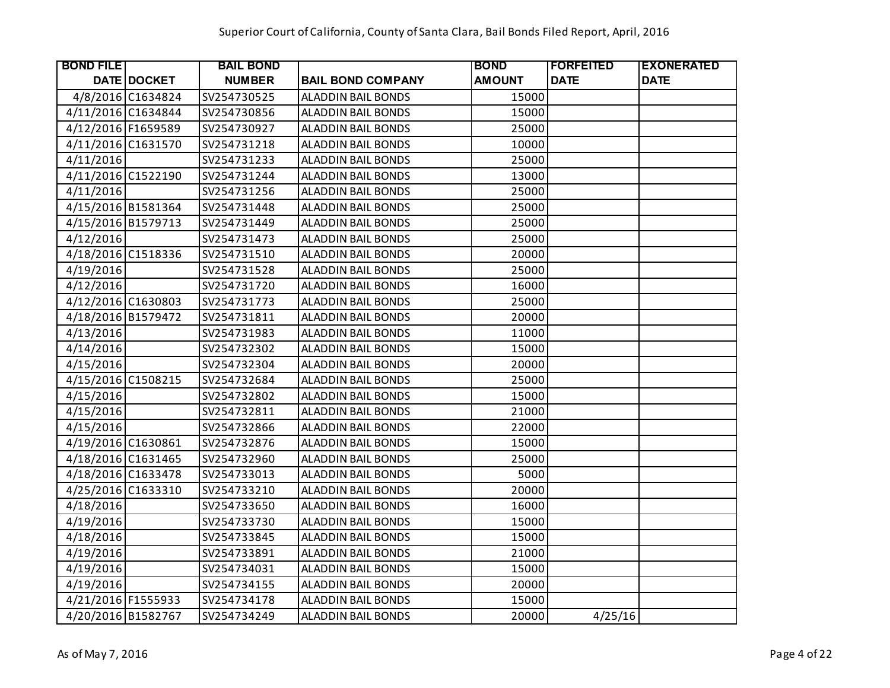Superior Court of California, County of Santa Clara, Bail Bonds Filed Report, April, 2016

| BOND FILE DATE | DOCKET | BAIL BOND NUMBER | BAIL BOND COMPANY | BOND AMOUNT | FORFEITED DATE | EXONERATED DATE |
|---|---|---|---|---|---|---|
| 4/8/2016 | C1634824 | SV254730525 | ALADDIN BAIL BONDS | 15000 | | |
| 4/11/2016 | C1634844 | SV254730856 | ALADDIN BAIL BONDS | 15000 | | |
| 4/12/2016 | F1659589 | SV254730927 | ALADDIN BAIL BONDS | 25000 | | |
| 4/11/2016 | C1631570 | SV254731218 | ALADDIN BAIL BONDS | 10000 | | |
| 4/11/2016 | | SV254731233 | ALADDIN BAIL BONDS | 25000 | | |
| 4/11/2016 | C1522190 | SV254731244 | ALADDIN BAIL BONDS | 13000 | | |
| 4/11/2016 | | SV254731256 | ALADDIN BAIL BONDS | 25000 | | |
| 4/15/2016 | B1581364 | SV254731448 | ALADDIN BAIL BONDS | 25000 | | |
| 4/15/2016 | B1579713 | SV254731449 | ALADDIN BAIL BONDS | 25000 | | |
| 4/12/2016 | | SV254731473 | ALADDIN BAIL BONDS | 25000 | | |
| 4/18/2016 | C1518336 | SV254731510 | ALADDIN BAIL BONDS | 20000 | | |
| 4/19/2016 | | SV254731528 | ALADDIN BAIL BONDS | 25000 | | |
| 4/12/2016 | | SV254731720 | ALADDIN BAIL BONDS | 16000 | | |
| 4/12/2016 | C1630803 | SV254731773 | ALADDIN BAIL BONDS | 25000 | | |
| 4/18/2016 | B1579472 | SV254731811 | ALADDIN BAIL BONDS | 20000 | | |
| 4/13/2016 | | SV254731983 | ALADDIN BAIL BONDS | 11000 | | |
| 4/14/2016 | | SV254732302 | ALADDIN BAIL BONDS | 15000 | | |
| 4/15/2016 | | SV254732304 | ALADDIN BAIL BONDS | 20000 | | |
| 4/15/2016 | C1508215 | SV254732684 | ALADDIN BAIL BONDS | 25000 | | |
| 4/15/2016 | | SV254732802 | ALADDIN BAIL BONDS | 15000 | | |
| 4/15/2016 | | SV254732811 | ALADDIN BAIL BONDS | 21000 | | |
| 4/15/2016 | | SV254732866 | ALADDIN BAIL BONDS | 22000 | | |
| 4/19/2016 | C1630861 | SV254732876 | ALADDIN BAIL BONDS | 15000 | | |
| 4/18/2016 | C1631465 | SV254732960 | ALADDIN BAIL BONDS | 25000 | | |
| 4/18/2016 | C1633478 | SV254733013 | ALADDIN BAIL BONDS | 5000 | | |
| 4/25/2016 | C1633310 | SV254733210 | ALADDIN BAIL BONDS | 20000 | | |
| 4/18/2016 | | SV254733650 | ALADDIN BAIL BONDS | 16000 | | |
| 4/19/2016 | | SV254733730 | ALADDIN BAIL BONDS | 15000 | | |
| 4/18/2016 | | SV254733845 | ALADDIN BAIL BONDS | 15000 | | |
| 4/19/2016 | | SV254733891 | ALADDIN BAIL BONDS | 21000 | | |
| 4/19/2016 | | SV254734031 | ALADDIN BAIL BONDS | 15000 | | |
| 4/19/2016 | | SV254734155 | ALADDIN BAIL BONDS | 20000 | | |
| 4/21/2016 | F1555933 | SV254734178 | ALADDIN BAIL BONDS | 15000 | | |
| 4/20/2016 | B1582767 | SV254734249 | ALADDIN BAIL BONDS | 20000 | 4/25/16 | |

As of May 7, 2016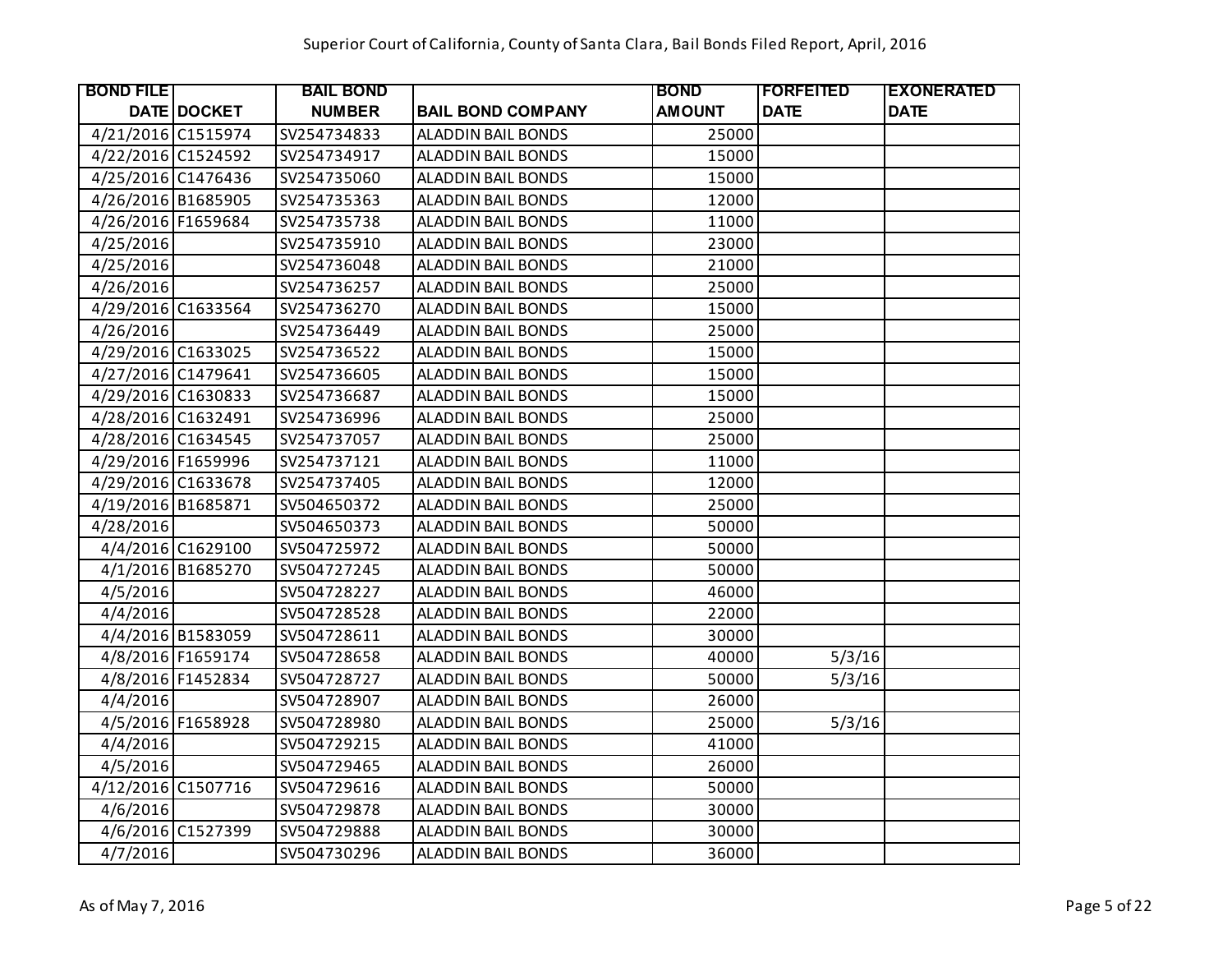Superior Court of California, County of Santa Clara, Bail Bonds Filed Report, April, 2016

| BOND FILE DATE | DOCKET | BAIL BOND NUMBER | BAIL BOND COMPANY | BOND AMOUNT | FORFEITED DATE | EXONERATED DATE |
|---|---|---|---|---|---|---|
| 4/21/2016 | C1515974 | SV254734833 | ALADDIN BAIL BONDS | 25000 | | |
| 4/22/2016 | C1524592 | SV254734917 | ALADDIN BAIL BONDS | 15000 | | |
| 4/25/2016 | C1476436 | SV254735060 | ALADDIN BAIL BONDS | 15000 | | |
| 4/26/2016 | B1685905 | SV254735363 | ALADDIN BAIL BONDS | 12000 | | |
| 4/26/2016 | F1659684 | SV254735738 | ALADDIN BAIL BONDS | 11000 | | |
| 4/25/2016 | | SV254735910 | ALADDIN BAIL BONDS | 23000 | | |
| 4/25/2016 | | SV254736048 | ALADDIN BAIL BONDS | 21000 | | |
| 4/26/2016 | | SV254736257 | ALADDIN BAIL BONDS | 25000 | | |
| 4/29/2016 | C1633564 | SV254736270 | ALADDIN BAIL BONDS | 15000 | | |
| 4/26/2016 | | SV254736449 | ALADDIN BAIL BONDS | 25000 | | |
| 4/29/2016 | C1633025 | SV254736522 | ALADDIN BAIL BONDS | 15000 | | |
| 4/27/2016 | C1479641 | SV254736605 | ALADDIN BAIL BONDS | 15000 | | |
| 4/29/2016 | C1630833 | SV254736687 | ALADDIN BAIL BONDS | 15000 | | |
| 4/28/2016 | C1632491 | SV254736996 | ALADDIN BAIL BONDS | 25000 | | |
| 4/28/2016 | C1634545 | SV254737057 | ALADDIN BAIL BONDS | 25000 | | |
| 4/29/2016 | F1659996 | SV254737121 | ALADDIN BAIL BONDS | 11000 | | |
| 4/29/2016 | C1633678 | SV254737405 | ALADDIN BAIL BONDS | 12000 | | |
| 4/19/2016 | B1685871 | SV504650372 | ALADDIN BAIL BONDS | 25000 | | |
| 4/28/2016 | | SV504650373 | ALADDIN BAIL BONDS | 50000 | | |
| 4/4/2016 | C1629100 | SV504725972 | ALADDIN BAIL BONDS | 50000 | | |
| 4/1/2016 | B1685270 | SV504727245 | ALADDIN BAIL BONDS | 50000 | | |
| 4/5/2016 | | SV504728227 | ALADDIN BAIL BONDS | 46000 | | |
| 4/4/2016 | | SV504728528 | ALADDIN BAIL BONDS | 22000 | | |
| 4/4/2016 | B1583059 | SV504728611 | ALADDIN BAIL BONDS | 30000 | | |
| 4/8/2016 | F1659174 | SV504728658 | ALADDIN BAIL BONDS | 40000 | 5/3/16 | |
| 4/8/2016 | F1452834 | SV504728727 | ALADDIN BAIL BONDS | 50000 | 5/3/16 | |
| 4/4/2016 | | SV504728907 | ALADDIN BAIL BONDS | 26000 | | |
| 4/5/2016 | F1658928 | SV504728980 | ALADDIN BAIL BONDS | 25000 | 5/3/16 | |
| 4/4/2016 | | SV504729215 | ALADDIN BAIL BONDS | 41000 | | |
| 4/5/2016 | | SV504729465 | ALADDIN BAIL BONDS | 26000 | | |
| 4/12/2016 | C1507716 | SV504729616 | ALADDIN BAIL BONDS | 50000 | | |
| 4/6/2016 | | SV504729878 | ALADDIN BAIL BONDS | 30000 | | |
| 4/6/2016 | C1527399 | SV504729888 | ALADDIN BAIL BONDS | 30000 | | |
| 4/7/2016 | | SV504730296 | ALADDIN BAIL BONDS | 36000 | | |

As of May 7, 2016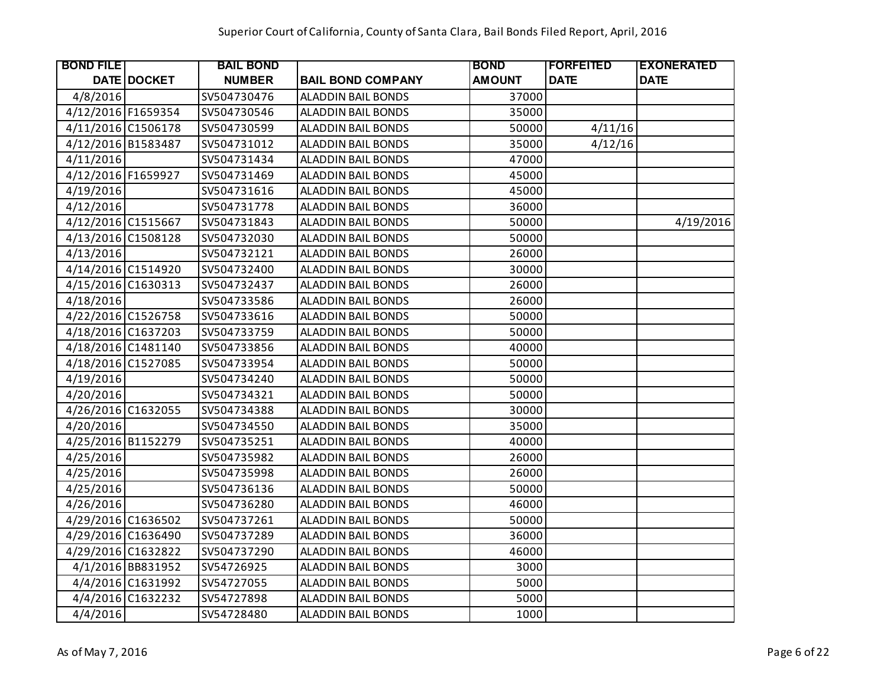Superior Court of California, County of Santa Clara, Bail Bonds Filed Report, April, 2016

| BOND FILE DATE | DOCKET | BAIL BOND NUMBER | BAIL BOND COMPANY | BOND AMOUNT | FORFEITED DATE | EXONERATED DATE |
|---|---|---|---|---|---|---|
| 4/8/2016 | | SV504730476 | ALADDIN BAIL BONDS | 37000 | | |
| 4/12/2016 | F1659354 | SV504730546 | ALADDIN BAIL BONDS | 35000 | | |
| 4/11/2016 | C1506178 | SV504730599 | ALADDIN BAIL BONDS | 50000 | 4/11/16 | |
| 4/12/2016 | B1583487 | SV504731012 | ALADDIN BAIL BONDS | 35000 | 4/12/16 | |
| 4/11/2016 | | SV504731434 | ALADDIN BAIL BONDS | 47000 | | |
| 4/12/2016 | F1659927 | SV504731469 | ALADDIN BAIL BONDS | 45000 | | |
| 4/19/2016 | | SV504731616 | ALADDIN BAIL BONDS | 45000 | | |
| 4/12/2016 | | SV504731778 | ALADDIN BAIL BONDS | 36000 | | |
| 4/12/2016 | C1515667 | SV504731843 | ALADDIN BAIL BONDS | 50000 | | 4/19/2016 |
| 4/13/2016 | C1508128 | SV504732030 | ALADDIN BAIL BONDS | 50000 | | |
| 4/13/2016 | | SV504732121 | ALADDIN BAIL BONDS | 26000 | | |
| 4/14/2016 | C1514920 | SV504732400 | ALADDIN BAIL BONDS | 30000 | | |
| 4/15/2016 | C1630313 | SV504732437 | ALADDIN BAIL BONDS | 26000 | | |
| 4/18/2016 | | SV504733586 | ALADDIN BAIL BONDS | 26000 | | |
| 4/22/2016 | C1526758 | SV504733616 | ALADDIN BAIL BONDS | 50000 | | |
| 4/18/2016 | C1637203 | SV504733759 | ALADDIN BAIL BONDS | 50000 | | |
| 4/18/2016 | C1481140 | SV504733856 | ALADDIN BAIL BONDS | 40000 | | |
| 4/18/2016 | C1527085 | SV504733954 | ALADDIN BAIL BONDS | 50000 | | |
| 4/19/2016 | | SV504734240 | ALADDIN BAIL BONDS | 50000 | | |
| 4/20/2016 | | SV504734321 | ALADDIN BAIL BONDS | 50000 | | |
| 4/26/2016 | C1632055 | SV504734388 | ALADDIN BAIL BONDS | 30000 | | |
| 4/20/2016 | | SV504734550 | ALADDIN BAIL BONDS | 35000 | | |
| 4/25/2016 | B1152279 | SV504735251 | ALADDIN BAIL BONDS | 40000 | | |
| 4/25/2016 | | SV504735982 | ALADDIN BAIL BONDS | 26000 | | |
| 4/25/2016 | | SV504735998 | ALADDIN BAIL BONDS | 26000 | | |
| 4/25/2016 | | SV504736136 | ALADDIN BAIL BONDS | 50000 | | |
| 4/26/2016 | | SV504736280 | ALADDIN BAIL BONDS | 46000 | | |
| 4/29/2016 | C1636502 | SV504737261 | ALADDIN BAIL BONDS | 50000 | | |
| 4/29/2016 | C1636490 | SV504737289 | ALADDIN BAIL BONDS | 36000 | | |
| 4/29/2016 | C1632822 | SV504737290 | ALADDIN BAIL BONDS | 46000 | | |
| 4/1/2016 | BB831952 | SV54726925 | ALADDIN BAIL BONDS | 3000 | | |
| 4/4/2016 | C1631992 | SV54727055 | ALADDIN BAIL BONDS | 5000 | | |
| 4/4/2016 | C1632232 | SV54727898 | ALADDIN BAIL BONDS | 5000 | | |
| 4/4/2016 | | SV54728480 | ALADDIN BAIL BONDS | 1000 | | |

As of May 7, 2016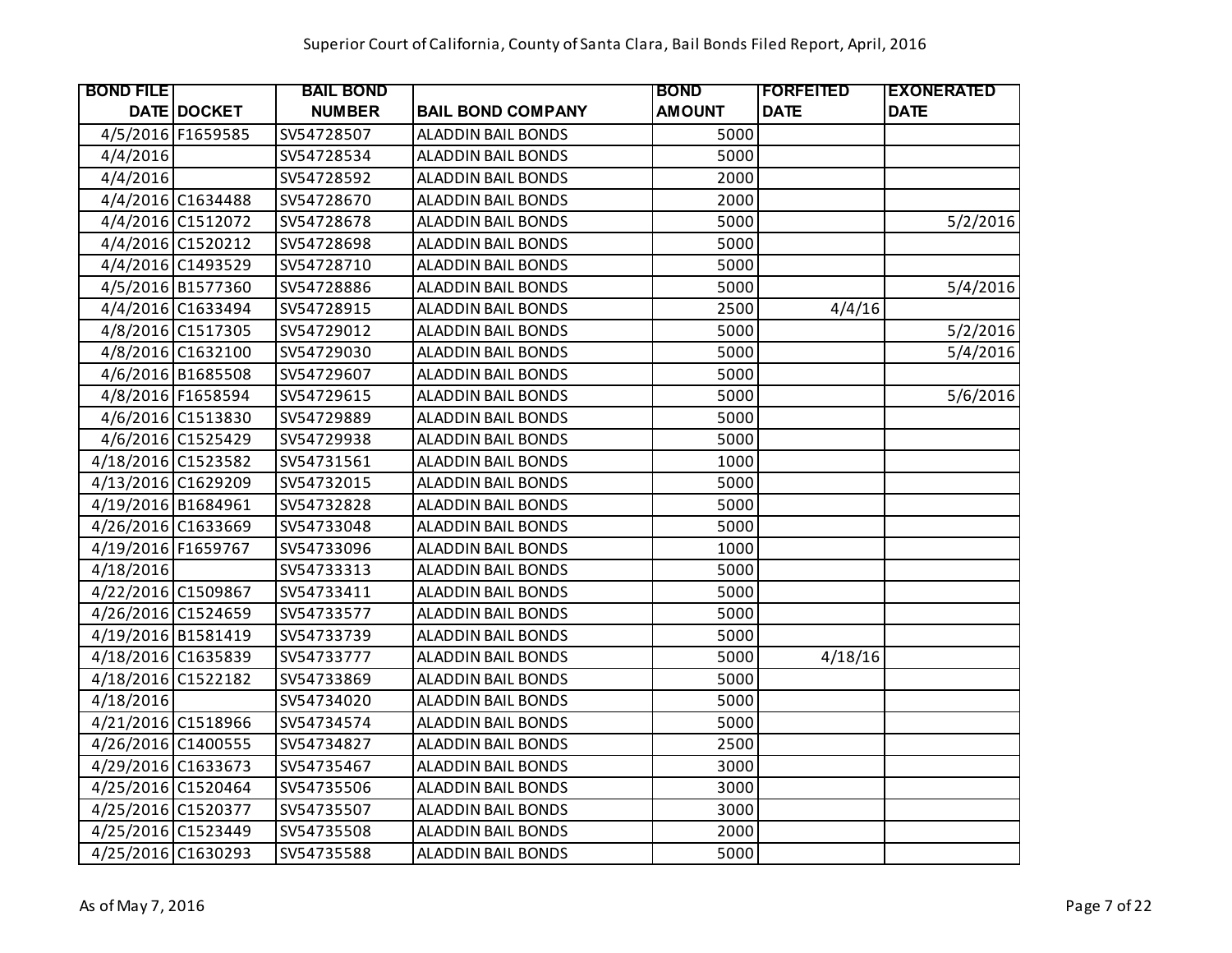Superior Court of California, County of Santa Clara, Bail Bonds Filed Report, April, 2016

| BOND FILE DATE | DOCKET | BAIL BOND NUMBER | BAIL BOND COMPANY | BOND AMOUNT | FORFEITED DATE | EXONERATED DATE |
|---|---|---|---|---|---|---|
| 4/5/2016 | F1659585 | SV54728507 | ALADDIN BAIL BONDS | 5000 | | |
| 4/4/2016 | | SV54728534 | ALADDIN BAIL BONDS | 5000 | | |
| 4/4/2016 | | SV54728592 | ALADDIN BAIL BONDS | 2000 | | |
| 4/4/2016 | C1634488 | SV54728670 | ALADDIN BAIL BONDS | 2000 | | |
| 4/4/2016 | C1512072 | SV54728678 | ALADDIN BAIL BONDS | 5000 | | 5/2/2016 |
| 4/4/2016 | C1520212 | SV54728698 | ALADDIN BAIL BONDS | 5000 | | |
| 4/4/2016 | C1493529 | SV54728710 | ALADDIN BAIL BONDS | 5000 | | |
| 4/5/2016 | B1577360 | SV54728886 | ALADDIN BAIL BONDS | 5000 | | 5/4/2016 |
| 4/4/2016 | C1633494 | SV54728915 | ALADDIN BAIL BONDS | 2500 | 4/4/16 | |
| 4/8/2016 | C1517305 | SV54729012 | ALADDIN BAIL BONDS | 5000 | | 5/2/2016 |
| 4/8/2016 | C1632100 | SV54729030 | ALADDIN BAIL BONDS | 5000 | | 5/4/2016 |
| 4/6/2016 | B1685508 | SV54729607 | ALADDIN BAIL BONDS | 5000 | | |
| 4/8/2016 | F1658594 | SV54729615 | ALADDIN BAIL BONDS | 5000 | | 5/6/2016 |
| 4/6/2016 | C1513830 | SV54729889 | ALADDIN BAIL BONDS | 5000 | | |
| 4/6/2016 | C1525429 | SV54729938 | ALADDIN BAIL BONDS | 5000 | | |
| 4/18/2016 | C1523582 | SV54731561 | ALADDIN BAIL BONDS | 1000 | | |
| 4/13/2016 | C1629209 | SV54732015 | ALADDIN BAIL BONDS | 5000 | | |
| 4/19/2016 | B1684961 | SV54732828 | ALADDIN BAIL BONDS | 5000 | | |
| 4/26/2016 | C1633669 | SV54733048 | ALADDIN BAIL BONDS | 5000 | | |
| 4/19/2016 | F1659767 | SV54733096 | ALADDIN BAIL BONDS | 1000 | | |
| 4/18/2016 | | SV54733313 | ALADDIN BAIL BONDS | 5000 | | |
| 4/22/2016 | C1509867 | SV54733411 | ALADDIN BAIL BONDS | 5000 | | |
| 4/26/2016 | C1524659 | SV54733577 | ALADDIN BAIL BONDS | 5000 | | |
| 4/19/2016 | B1581419 | SV54733739 | ALADDIN BAIL BONDS | 5000 | | |
| 4/18/2016 | C1635839 | SV54733777 | ALADDIN BAIL BONDS | 5000 | 4/18/16 | |
| 4/18/2016 | C1522182 | SV54733869 | ALADDIN BAIL BONDS | 5000 | | |
| 4/18/2016 | | SV54734020 | ALADDIN BAIL BONDS | 5000 | | |
| 4/21/2016 | C1518966 | SV54734574 | ALADDIN BAIL BONDS | 5000 | | |
| 4/26/2016 | C1400555 | SV54734827 | ALADDIN BAIL BONDS | 2500 | | |
| 4/29/2016 | C1633673 | SV54735467 | ALADDIN BAIL BONDS | 3000 | | |
| 4/25/2016 | C1520464 | SV54735506 | ALADDIN BAIL BONDS | 3000 | | |
| 4/25/2016 | C1520377 | SV54735507 | ALADDIN BAIL BONDS | 3000 | | |
| 4/25/2016 | C1523449 | SV54735508 | ALADDIN BAIL BONDS | 2000 | | |
| 4/25/2016 | C1630293 | SV54735588 | ALADDIN BAIL BONDS | 5000 | | |

As of May 7, 2016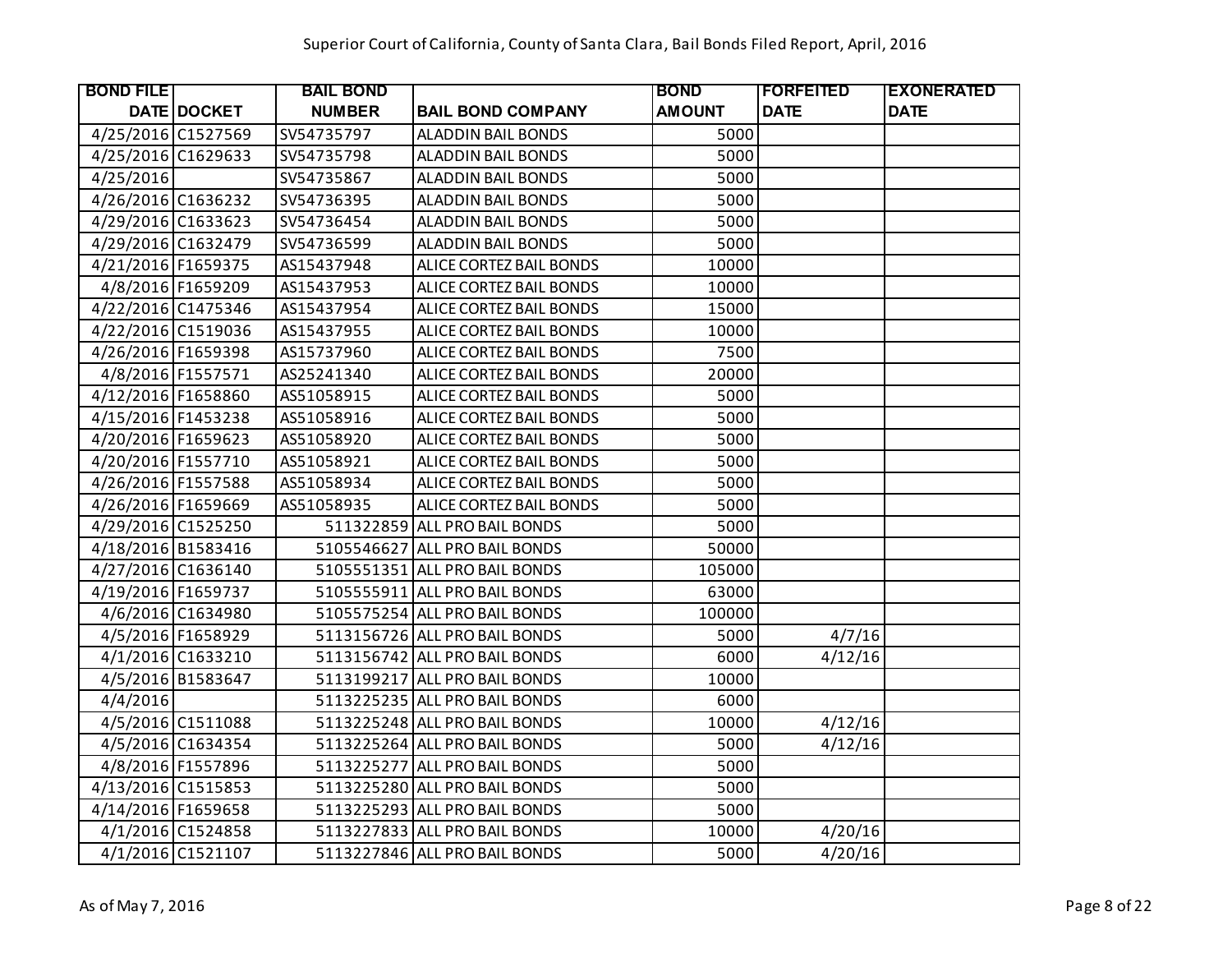Superior Court of California, County of Santa Clara, Bail Bonds Filed Report, April, 2016

| BOND FILE DATE | DOCKET | BAIL BOND NUMBER | BAIL BOND COMPANY | BOND AMOUNT | FORFEITED DATE | EXONERATED DATE |
|---|---|---|---|---|---|---|
| 4/25/2016 | C1527569 | SV54735797 | ALADDIN BAIL BONDS | 5000 | | |
| 4/25/2016 | C1629633 | SV54735798 | ALADDIN BAIL BONDS | 5000 | | |
| 4/25/2016 | | SV54735867 | ALADDIN BAIL BONDS | 5000 | | |
| 4/26/2016 | C1636232 | SV54736395 | ALADDIN BAIL BONDS | 5000 | | |
| 4/29/2016 | C1633623 | SV54736454 | ALADDIN BAIL BONDS | 5000 | | |
| 4/29/2016 | C1632479 | SV54736599 | ALADDIN BAIL BONDS | 5000 | | |
| 4/21/2016 | F1659375 | AS15437948 | ALICE CORTEZ BAIL BONDS | 10000 | | |
| 4/8/2016 | F1659209 | AS15437953 | ALICE CORTEZ BAIL BONDS | 10000 | | |
| 4/22/2016 | C1475346 | AS15437954 | ALICE CORTEZ BAIL BONDS | 15000 | | |
| 4/22/2016 | C1519036 | AS15437955 | ALICE CORTEZ BAIL BONDS | 10000 | | |
| 4/26/2016 | F1659398 | AS15737960 | ALICE CORTEZ BAIL BONDS | 7500 | | |
| 4/8/2016 | F1557571 | AS25241340 | ALICE CORTEZ BAIL BONDS | 20000 | | |
| 4/12/2016 | F1658860 | AS51058915 | ALICE CORTEZ BAIL BONDS | 5000 | | |
| 4/15/2016 | F1453238 | AS51058916 | ALICE CORTEZ BAIL BONDS | 5000 | | |
| 4/20/2016 | F1659623 | AS51058920 | ALICE CORTEZ BAIL BONDS | 5000 | | |
| 4/20/2016 | F1557710 | AS51058921 | ALICE CORTEZ BAIL BONDS | 5000 | | |
| 4/26/2016 | F1557588 | AS51058934 | ALICE CORTEZ BAIL BONDS | 5000 | | |
| 4/26/2016 | F1659669 | AS51058935 | ALICE CORTEZ BAIL BONDS | 5000 | | |
| 4/29/2016 | C1525250 | 511322859 | ALL PRO BAIL BONDS | 5000 | | |
| 4/18/2016 | B1583416 | 5105546627 | ALL PRO BAIL BONDS | 50000 | | |
| 4/27/2016 | C1636140 | 5105551351 | ALL PRO BAIL BONDS | 105000 | | |
| 4/19/2016 | F1659737 | 5105555911 | ALL PRO BAIL BONDS | 63000 | | |
| 4/6/2016 | C1634980 | 5105575254 | ALL PRO BAIL BONDS | 100000 | | |
| 4/5/2016 | F1658929 | 5113156726 | ALL PRO BAIL BONDS | 5000 | 4/7/16 | |
| 4/1/2016 | C1633210 | 5113156742 | ALL PRO BAIL BONDS | 6000 | 4/12/16 | |
| 4/5/2016 | B1583647 | 5113199217 | ALL PRO BAIL BONDS | 10000 | | |
| 4/4/2016 | | 5113225235 | ALL PRO BAIL BONDS | 6000 | | |
| 4/5/2016 | C1511088 | 5113225248 | ALL PRO BAIL BONDS | 10000 | 4/12/16 | |
| 4/5/2016 | C1634354 | 5113225264 | ALL PRO BAIL BONDS | 5000 | 4/12/16 | |
| 4/8/2016 | F1557896 | 5113225277 | ALL PRO BAIL BONDS | 5000 | | |
| 4/13/2016 | C1515853 | 5113225280 | ALL PRO BAIL BONDS | 5000 | | |
| 4/14/2016 | F1659658 | 5113225293 | ALL PRO BAIL BONDS | 5000 | | |
| 4/1/2016 | C1524858 | 5113227833 | ALL PRO BAIL BONDS | 10000 | 4/20/16 | |
| 4/1/2016 | C1521107 | 5113227846 | ALL PRO BAIL BONDS | 5000 | 4/20/16 | |

As of May 7, 2016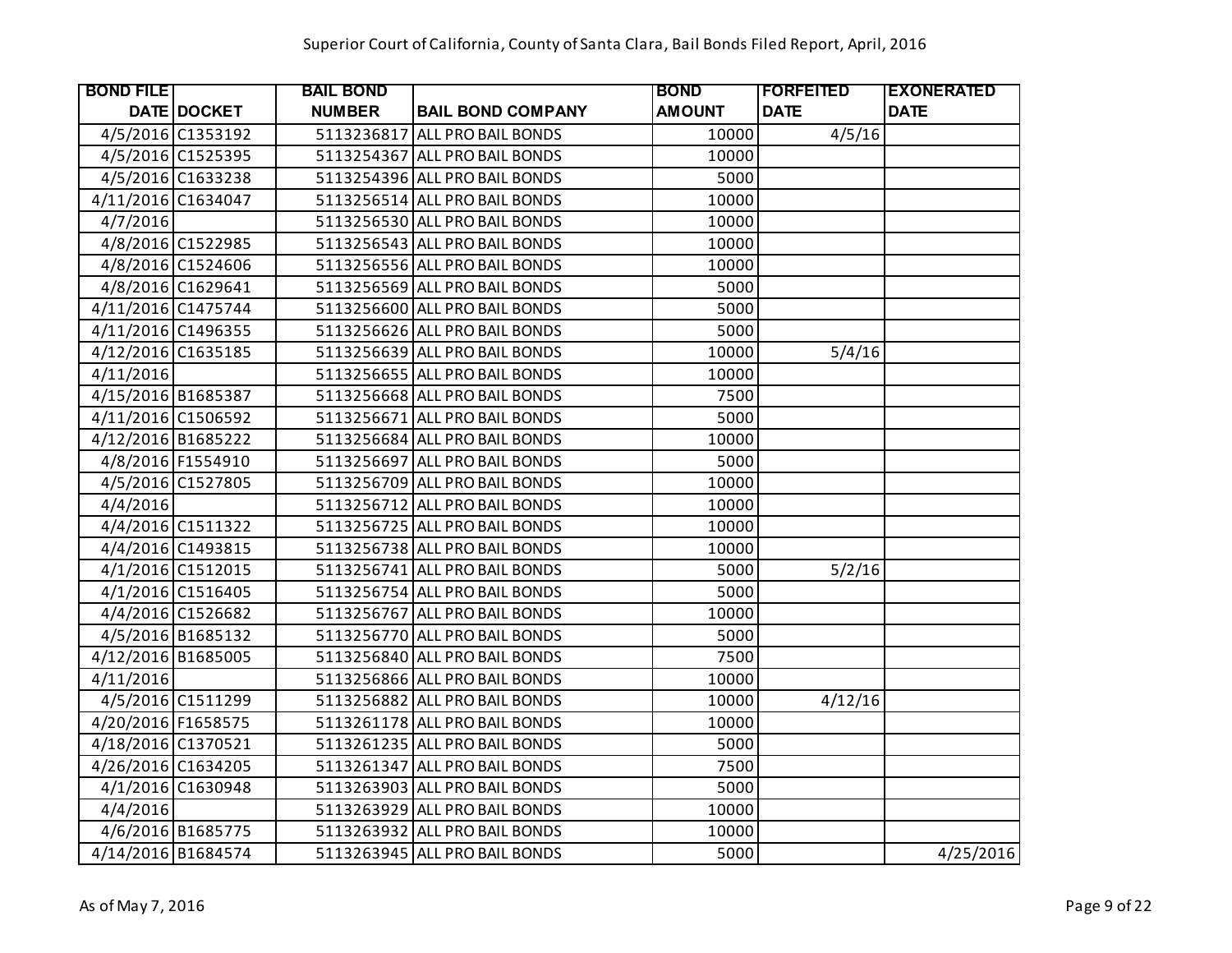# Superior Court of California, County of Santa Clara, Bail Bonds Filed Report, April, 2016

| BOND FILE DATE | DOCKET | BAIL BOND NUMBER | BAIL BOND COMPANY | BOND AMOUNT | FORFEITED DATE | EXONERATED DATE |
|---|---|---|---|---|---|---|
| 4/5/2016 | C1353192 | 5113236817 | ALL PRO BAIL BONDS | 10000 | 4/5/16 | |
| 4/5/2016 | C1525395 | 5113254367 | ALL PRO BAIL BONDS | 10000 | | |
| 4/5/2016 | C1633238 | 5113254396 | ALL PRO BAIL BONDS | 5000 | | |
| 4/11/2016 | C1634047 | 5113256514 | ALL PRO BAIL BONDS | 10000 | | |
| 4/7/2016 | | 5113256530 | ALL PRO BAIL BONDS | 10000 | | |
| 4/8/2016 | C1522985 | 5113256543 | ALL PRO BAIL BONDS | 10000 | | |
| 4/8/2016 | C1524606 | 5113256556 | ALL PRO BAIL BONDS | 10000 | | |
| 4/8/2016 | C1629641 | 5113256569 | ALL PRO BAIL BONDS | 5000 | | |
| 4/11/2016 | C1475744 | 5113256600 | ALL PRO BAIL BONDS | 5000 | | |
| 4/11/2016 | C1496355 | 5113256626 | ALL PRO BAIL BONDS | 5000 | | |
| 4/12/2016 | C1635185 | 5113256639 | ALL PRO BAIL BONDS | 10000 | 5/4/16 | |
| 4/11/2016 | | 5113256655 | ALL PRO BAIL BONDS | 10000 | | |
| 4/15/2016 | B1685387 | 5113256668 | ALL PRO BAIL BONDS | 7500 | | |
| 4/11/2016 | C1506592 | 5113256671 | ALL PRO BAIL BONDS | 5000 | | |
| 4/12/2016 | B1685222 | 5113256684 | ALL PRO BAIL BONDS | 10000 | | |
| 4/8/2016 | F1554910 | 5113256697 | ALL PRO BAIL BONDS | 5000 | | |
| 4/5/2016 | C1527805 | 5113256709 | ALL PRO BAIL BONDS | 10000 | | |
| 4/4/2016 | | 5113256712 | ALL PRO BAIL BONDS | 10000 | | |
| 4/4/2016 | C1511322 | 5113256725 | ALL PRO BAIL BONDS | 10000 | | |
| 4/4/2016 | C1493815 | 5113256738 | ALL PRO BAIL BONDS | 10000 | | |
| 4/1/2016 | C1512015 | 5113256741 | ALL PRO BAIL BONDS | 5000 | 5/2/16 | |
| 4/1/2016 | C1516405 | 5113256754 | ALL PRO BAIL BONDS | 5000 | | |
| 4/4/2016 | C1526682 | 5113256767 | ALL PRO BAIL BONDS | 10000 | | |
| 4/5/2016 | B1685132 | 5113256770 | ALL PRO BAIL BONDS | 5000 | | |
| 4/12/2016 | B1685005 | 5113256840 | ALL PRO BAIL BONDS | 7500 | | |
| 4/11/2016 | | 5113256866 | ALL PRO BAIL BONDS | 10000 | | |
| 4/5/2016 | C1511299 | 5113256882 | ALL PRO BAIL BONDS | 10000 | 4/12/16 | |
| 4/20/2016 | F1658575 | 5113261178 | ALL PRO BAIL BONDS | 10000 | | |
| 4/18/2016 | C1370521 | 5113261235 | ALL PRO BAIL BONDS | 5000 | | |
| 4/26/2016 | C1634205 | 5113261347 | ALL PRO BAIL BONDS | 7500 | | |
| 4/1/2016 | C1630948 | 5113263903 | ALL PRO BAIL BONDS | 5000 | | |
| 4/4/2016 | | 5113263929 | ALL PRO BAIL BONDS | 10000 | | |
| 4/6/2016 | B1685775 | 5113263932 | ALL PRO BAIL BONDS | 10000 | | |
| 4/14/2016 | B1684574 | 5113263945 | ALL PRO BAIL BONDS | 5000 | | 4/25/2016 |

As of May 7, 2016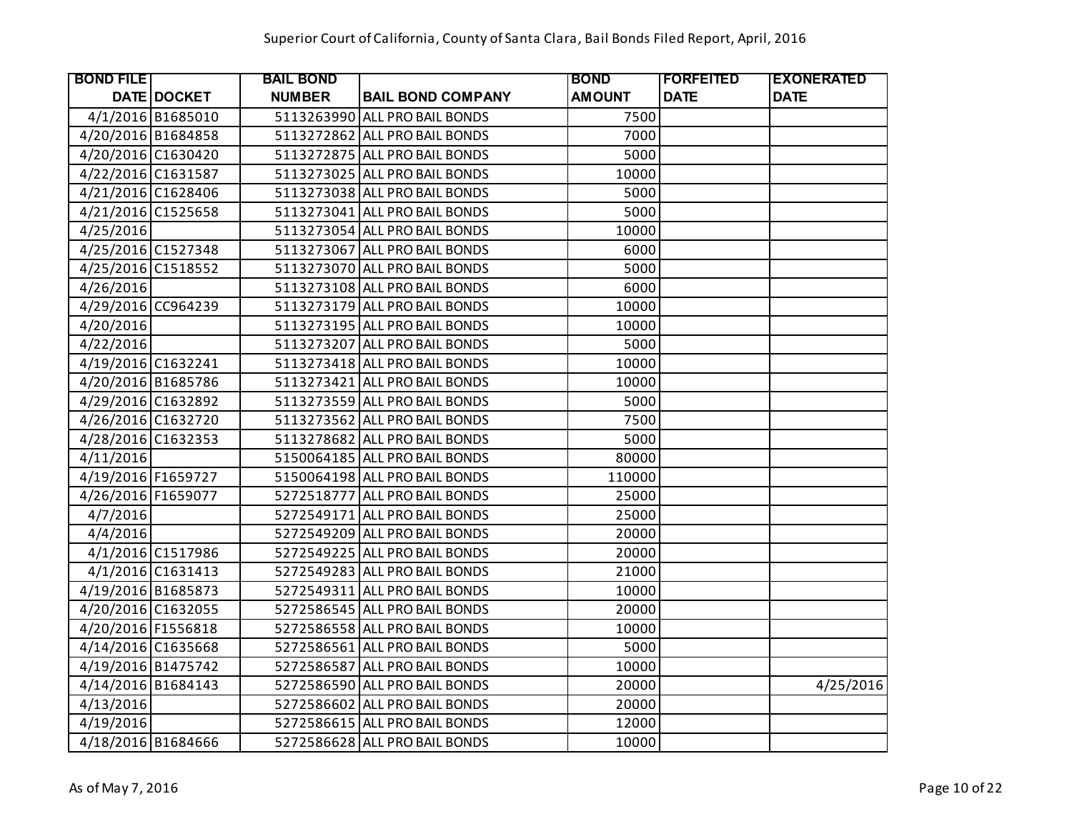Superior Court of California, County of Santa Clara, Bail Bonds Filed Report, April, 2016

| BOND FILE DATE | DOCKET | BAIL BOND NUMBER | BAIL BOND COMPANY | BOND AMOUNT | FORFEITED DATE | EXONERATED DATE |
|---|---|---|---|---|---|---|
| 4/1/2016 | B1685010 | 5113263990 | ALL PRO BAIL BONDS | 7500 | | |
| 4/20/2016 | B1684858 | 5113272862 | ALL PRO BAIL BONDS | 7000 | | |
| 4/20/2016 | C1630420 | 5113272875 | ALL PRO BAIL BONDS | 5000 | | |
| 4/22/2016 | C1631587 | 5113273025 | ALL PRO BAIL BONDS | 10000 | | |
| 4/21/2016 | C1628406 | 5113273038 | ALL PRO BAIL BONDS | 5000 | | |
| 4/21/2016 | C1525658 | 5113273041 | ALL PRO BAIL BONDS | 5000 | | |
| 4/25/2016 | | 5113273054 | ALL PRO BAIL BONDS | 10000 | | |
| 4/25/2016 | C1527348 | 5113273067 | ALL PRO BAIL BONDS | 6000 | | |
| 4/25/2016 | C1518552 | 5113273070 | ALL PRO BAIL BONDS | 5000 | | |
| 4/26/2016 | | 5113273108 | ALL PRO BAIL BONDS | 6000 | | |
| 4/29/2016 | CC964239 | 5113273179 | ALL PRO BAIL BONDS | 10000 | | |
| 4/20/2016 | | 5113273195 | ALL PRO BAIL BONDS | 10000 | | |
| 4/22/2016 | | 5113273207 | ALL PRO BAIL BONDS | 5000 | | |
| 4/19/2016 | C1632241 | 5113273418 | ALL PRO BAIL BONDS | 10000 | | |
| 4/20/2016 | B1685786 | 5113273421 | ALL PRO BAIL BONDS | 10000 | | |
| 4/29/2016 | C1632892 | 5113273559 | ALL PRO BAIL BONDS | 5000 | | |
| 4/26/2016 | C1632720 | 5113273562 | ALL PRO BAIL BONDS | 7500 | | |
| 4/28/2016 | C1632353 | 5113278682 | ALL PRO BAIL BONDS | 5000 | | |
| 4/11/2016 | | 5150064185 | ALL PRO BAIL BONDS | 80000 | | |
| 4/19/2016 | F1659727 | 5150064198 | ALL PRO BAIL BONDS | 110000 | | |
| 4/26/2016 | F1659077 | 5272518777 | ALL PRO BAIL BONDS | 25000 | | |
| 4/7/2016 | | 5272549171 | ALL PRO BAIL BONDS | 25000 | | |
| 4/4/2016 | | 5272549209 | ALL PRO BAIL BONDS | 20000 | | |
| 4/1/2016 | C1517986 | 5272549225 | ALL PRO BAIL BONDS | 20000 | | |
| 4/1/2016 | C1631413 | 5272549283 | ALL PRO BAIL BONDS | 21000 | | |
| 4/19/2016 | B1685873 | 5272549311 | ALL PRO BAIL BONDS | 10000 | | |
| 4/20/2016 | C1632055 | 5272586545 | ALL PRO BAIL BONDS | 20000 | | |
| 4/20/2016 | F1556818 | 5272586558 | ALL PRO BAIL BONDS | 10000 | | |
| 4/14/2016 | C1635668 | 5272586561 | ALL PRO BAIL BONDS | 5000 | | |
| 4/19/2016 | B1475742 | 5272586587 | ALL PRO BAIL BONDS | 10000 | | |
| 4/14/2016 | B1684143 | 5272586590 | ALL PRO BAIL BONDS | 20000 | | 4/25/2016 |
| 4/13/2016 | | 5272586602 | ALL PRO BAIL BONDS | 20000 | | |
| 4/19/2016 | | 5272586615 | ALL PRO BAIL BONDS | 12000 | | |
| 4/18/2016 | B1684666 | 5272586628 | ALL PRO BAIL BONDS | 10000 | | |

As of May 7, 2016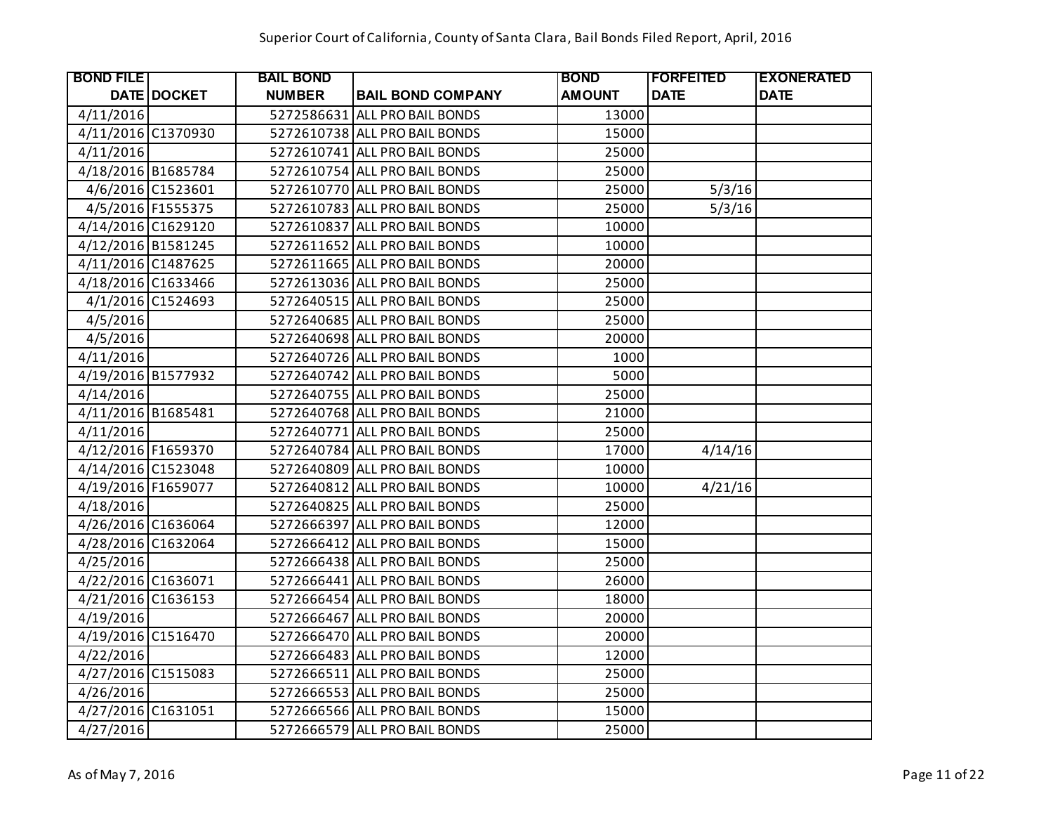Superior Court of California, County of Santa Clara, Bail Bonds Filed Report, April, 2016

| BOND FILE DATE | DOCKET | BAIL BOND NUMBER | BAIL BOND COMPANY | BOND AMOUNT | FORFEITED DATE | EXONERATED DATE |
|---|---|---|---|---|---|---|
| 4/11/2016 | | 5272586631 | ALL PRO BAIL BONDS | 13000 | | |
| 4/11/2016 | C1370930 | 5272610738 | ALL PRO BAIL BONDS | 15000 | | |
| 4/11/2016 | | 5272610741 | ALL PRO BAIL BONDS | 25000 | | |
| 4/18/2016 | B1685784 | 5272610754 | ALL PRO BAIL BONDS | 25000 | | |
| 4/6/2016 | C1523601 | 5272610770 | ALL PRO BAIL BONDS | 25000 | 5/3/16 | |
| 4/5/2016 | F1555375 | 5272610783 | ALL PRO BAIL BONDS | 25000 | 5/3/16 | |
| 4/14/2016 | C1629120 | 5272610837 | ALL PRO BAIL BONDS | 10000 | | |
| 4/12/2016 | B1581245 | 5272611652 | ALL PRO BAIL BONDS | 10000 | | |
| 4/11/2016 | C1487625 | 5272611665 | ALL PRO BAIL BONDS | 20000 | | |
| 4/18/2016 | C1633466 | 5272613036 | ALL PRO BAIL BONDS | 25000 | | |
| 4/1/2016 | C1524693 | 5272640515 | ALL PRO BAIL BONDS | 25000 | | |
| 4/5/2016 | | 5272640685 | ALL PRO BAIL BONDS | 25000 | | |
| 4/5/2016 | | 5272640698 | ALL PRO BAIL BONDS | 20000 | | |
| 4/11/2016 | | 5272640726 | ALL PRO BAIL BONDS | 1000 | | |
| 4/19/2016 | B1577932 | 5272640742 | ALL PRO BAIL BONDS | 5000 | | |
| 4/14/2016 | | 5272640755 | ALL PRO BAIL BONDS | 25000 | | |
| 4/11/2016 | B1685481 | 5272640768 | ALL PRO BAIL BONDS | 21000 | | |
| 4/11/2016 | | 5272640771 | ALL PRO BAIL BONDS | 25000 | | |
| 4/12/2016 | F1659370 | 5272640784 | ALL PRO BAIL BONDS | 17000 | 4/14/16 | |
| 4/14/2016 | C1523048 | 5272640809 | ALL PRO BAIL BONDS | 10000 | | |
| 4/19/2016 | F1659077 | 5272640812 | ALL PRO BAIL BONDS | 10000 | 4/21/16 | |
| 4/18/2016 | | 5272640825 | ALL PRO BAIL BONDS | 25000 | | |
| 4/26/2016 | C1636064 | 5272666397 | ALL PRO BAIL BONDS | 12000 | | |
| 4/28/2016 | C1632064 | 5272666412 | ALL PRO BAIL BONDS | 15000 | | |
| 4/25/2016 | | 5272666438 | ALL PRO BAIL BONDS | 25000 | | |
| 4/22/2016 | C1636071 | 5272666441 | ALL PRO BAIL BONDS | 26000 | | |
| 4/21/2016 | C1636153 | 5272666454 | ALL PRO BAIL BONDS | 18000 | | |
| 4/19/2016 | | 5272666467 | ALL PRO BAIL BONDS | 20000 | | |
| 4/19/2016 | C1516470 | 5272666470 | ALL PRO BAIL BONDS | 20000 | | |
| 4/22/2016 | | 5272666483 | ALL PRO BAIL BONDS | 12000 | | |
| 4/27/2016 | C1515083 | 5272666511 | ALL PRO BAIL BONDS | 25000 | | |
| 4/26/2016 | | 5272666553 | ALL PRO BAIL BONDS | 25000 | | |
| 4/27/2016 | C1631051 | 5272666566 | ALL PRO BAIL BONDS | 15000 | | |
| 4/27/2016 | | 5272666579 | ALL PRO BAIL BONDS | 25000 | | |

As of May 7, 2016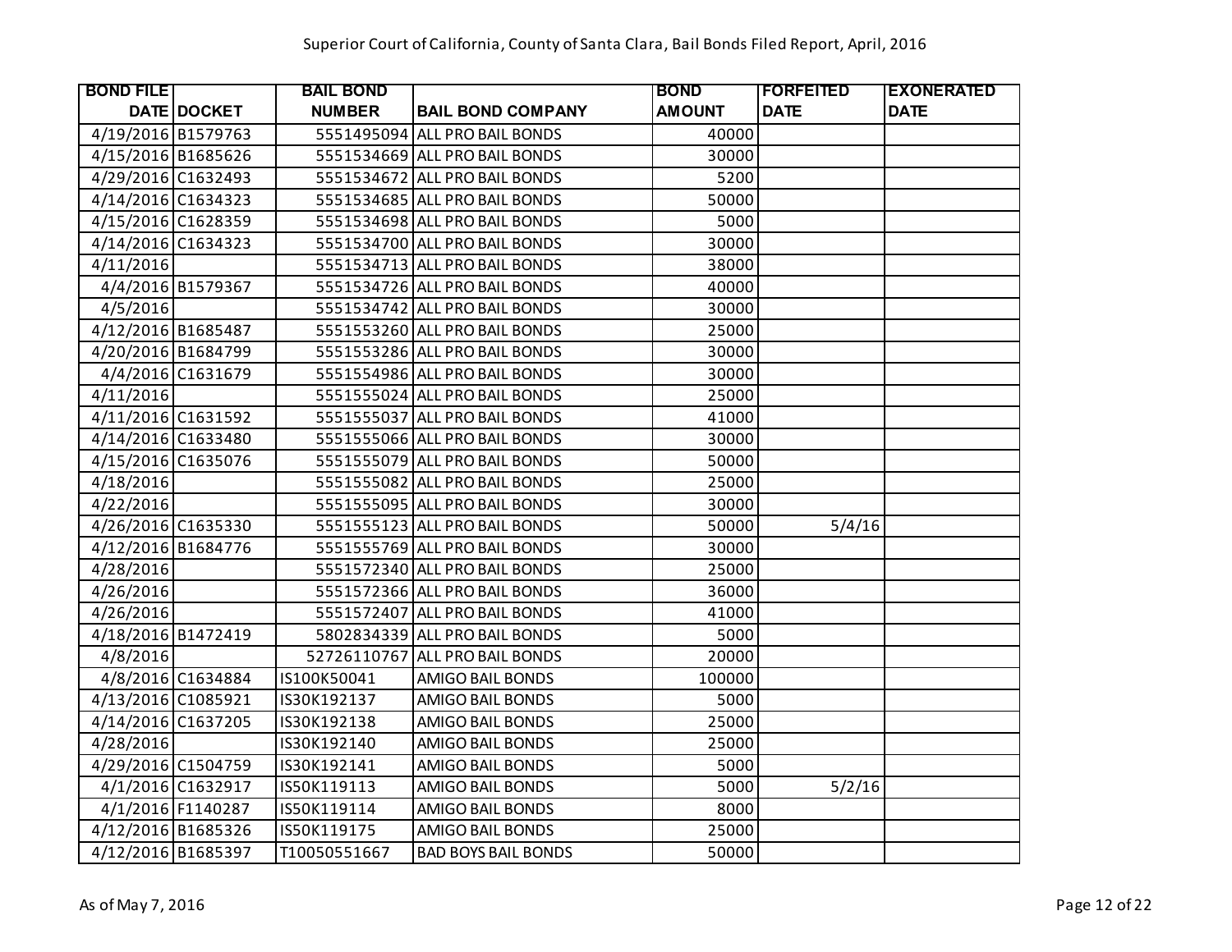Superior Court of California, County of Santa Clara, Bail Bonds Filed Report, April, 2016

| BOND FILE DATE | DOCKET | BAIL BOND NUMBER | BAIL BOND COMPANY | BOND AMOUNT | FORFEITED DATE | EXONERATED DATE |
|---|---|---|---|---|---|---|
| 4/19/2016 | B1579763 | 5551495094 | ALL PRO BAIL BONDS | 40000 | | |
| 4/15/2016 | B1685626 | 5551534669 | ALL PRO BAIL BONDS | 30000 | | |
| 4/29/2016 | C1632493 | 5551534672 | ALL PRO BAIL BONDS | 5200 | | |
| 4/14/2016 | C1634323 | 5551534685 | ALL PRO BAIL BONDS | 50000 | | |
| 4/15/2016 | C1628359 | 5551534698 | ALL PRO BAIL BONDS | 5000 | | |
| 4/14/2016 | C1634323 | 5551534700 | ALL PRO BAIL BONDS | 30000 | | |
| 4/11/2016 | | 5551534713 | ALL PRO BAIL BONDS | 38000 | | |
| 4/4/2016 | B1579367 | 5551534726 | ALL PRO BAIL BONDS | 40000 | | |
| 4/5/2016 | | 5551534742 | ALL PRO BAIL BONDS | 30000 | | |
| 4/12/2016 | B1685487 | 5551553260 | ALL PRO BAIL BONDS | 25000 | | |
| 4/20/2016 | B1684799 | 5551553286 | ALL PRO BAIL BONDS | 30000 | | |
| 4/4/2016 | C1631679 | 5551554986 | ALL PRO BAIL BONDS | 30000 | | |
| 4/11/2016 | | 5551555024 | ALL PRO BAIL BONDS | 25000 | | |
| 4/11/2016 | C1631592 | 5551555037 | ALL PRO BAIL BONDS | 41000 | | |
| 4/14/2016 | C1633480 | 5551555066 | ALL PRO BAIL BONDS | 30000 | | |
| 4/15/2016 | C1635076 | 5551555079 | ALL PRO BAIL BONDS | 50000 | | |
| 4/18/2016 | | 5551555082 | ALL PRO BAIL BONDS | 25000 | | |
| 4/22/2016 | | 5551555095 | ALL PRO BAIL BONDS | 30000 | | |
| 4/26/2016 | C1635330 | 5551555123 | ALL PRO BAIL BONDS | 50000 | 5/4/16 | |
| 4/12/2016 | B1684776 | 5551555769 | ALL PRO BAIL BONDS | 30000 | | |
| 4/28/2016 | | 5551572340 | ALL PRO BAIL BONDS | 25000 | | |
| 4/26/2016 | | 5551572366 | ALL PRO BAIL BONDS | 36000 | | |
| 4/26/2016 | | 5551572407 | ALL PRO BAIL BONDS | 41000 | | |
| 4/18/2016 | B1472419 | 5802834339 | ALL PRO BAIL BONDS | 5000 | | |
| 4/8/2016 | | 52726110767 | ALL PRO BAIL BONDS | 20000 | | |
| 4/8/2016 | C1634884 | IS100K50041 | AMIGO BAIL BONDS | 100000 | | |
| 4/13/2016 | C1085921 | IS30K192137 | AMIGO BAIL BONDS | 5000 | | |
| 4/14/2016 | C1637205 | IS30K192138 | AMIGO BAIL BONDS | 25000 | | |
| 4/28/2016 | | IS30K192140 | AMIGO BAIL BONDS | 25000 | | |
| 4/29/2016 | C1504759 | IS30K192141 | AMIGO BAIL BONDS | 5000 | | |
| 4/1/2016 | C1632917 | IS50K119113 | AMIGO BAIL BONDS | 5000 | 5/2/16 | |
| 4/1/2016 | F1140287 | IS50K119114 | AMIGO BAIL BONDS | 8000 | | |
| 4/12/2016 | B1685326 | IS50K119175 | AMIGO BAIL BONDS | 25000 | | |
| 4/12/2016 | B1685397 | T10050551667 | BAD BOYS BAIL BONDS | 50000 | | |

As of May 7, 2016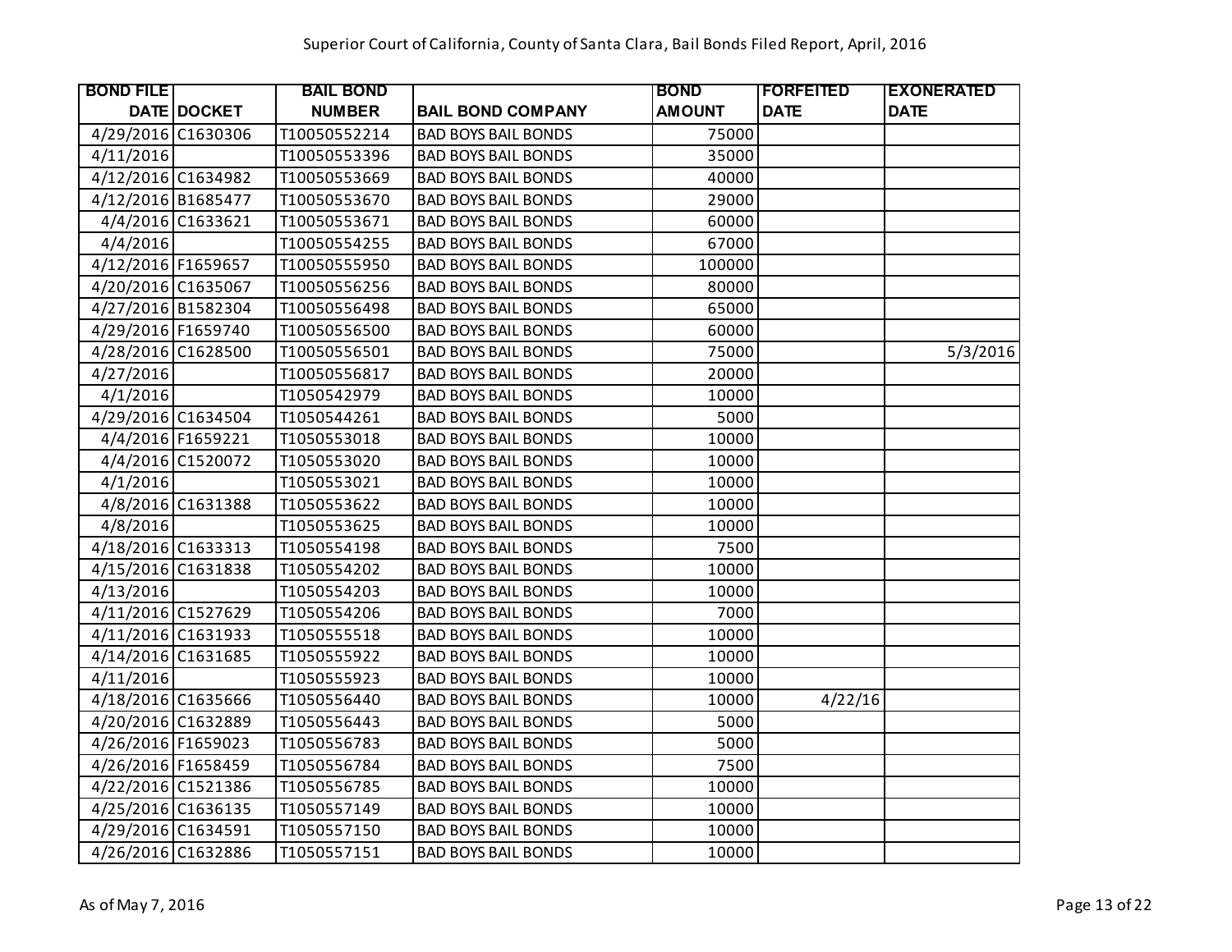Superior Court of California, County of Santa Clara, Bail Bonds Filed Report, April, 2016

| BOND FILE DATE | DOCKET | BAIL BOND NUMBER | BAIL BOND COMPANY | BOND AMOUNT | FORFEITED DATE | EXONERATED DATE |
|---|---|---|---|---|---|---|
| 4/29/2016 | C1630306 | T10050552214 | BAD BOYS BAIL BONDS | 75000 | | |
| 4/11/2016 | | T10050553396 | BAD BOYS BAIL BONDS | 35000 | | |
| 4/12/2016 | C1634982 | T10050553669 | BAD BOYS BAIL BONDS | 40000 | | |
| 4/12/2016 | B1685477 | T10050553670 | BAD BOYS BAIL BONDS | 29000 | | |
| 4/4/2016 | C1633621 | T10050553671 | BAD BOYS BAIL BONDS | 60000 | | |
| 4/4/2016 | | T10050554255 | BAD BOYS BAIL BONDS | 67000 | | |
| 4/12/2016 | F1659657 | T10050555950 | BAD BOYS BAIL BONDS | 100000 | | |
| 4/20/2016 | C1635067 | T10050556256 | BAD BOYS BAIL BONDS | 80000 | | |
| 4/27/2016 | B1582304 | T10050556498 | BAD BOYS BAIL BONDS | 65000 | | |
| 4/29/2016 | F1659740 | T10050556500 | BAD BOYS BAIL BONDS | 60000 | | |
| 4/28/2016 | C1628500 | T10050556501 | BAD BOYS BAIL BONDS | 75000 | | 5/3/2016 |
| 4/27/2016 | | T10050556817 | BAD BOYS BAIL BONDS | 20000 | | |
| 4/1/2016 | | T1050542979 | BAD BOYS BAIL BONDS | 10000 | | |
| 4/29/2016 | C1634504 | T1050544261 | BAD BOYS BAIL BONDS | 5000 | | |
| 4/4/2016 | F1659221 | T1050553018 | BAD BOYS BAIL BONDS | 10000 | | |
| 4/4/2016 | C1520072 | T1050553020 | BAD BOYS BAIL BONDS | 10000 | | |
| 4/1/2016 | | T1050553021 | BAD BOYS BAIL BONDS | 10000 | | |
| 4/8/2016 | C1631388 | T1050553622 | BAD BOYS BAIL BONDS | 10000 | | |
| 4/8/2016 | | T1050553625 | BAD BOYS BAIL BONDS | 10000 | | |
| 4/18/2016 | C1633313 | T1050554198 | BAD BOYS BAIL BONDS | 7500 | | |
| 4/15/2016 | C1631838 | T1050554202 | BAD BOYS BAIL BONDS | 10000 | | |
| 4/13/2016 | | T1050554203 | BAD BOYS BAIL BONDS | 10000 | | |
| 4/11/2016 | C1527629 | T1050554206 | BAD BOYS BAIL BONDS | 7000 | | |
| 4/11/2016 | C1631933 | T1050555518 | BAD BOYS BAIL BONDS | 10000 | | |
| 4/14/2016 | C1631685 | T1050555922 | BAD BOYS BAIL BONDS | 10000 | | |
| 4/11/2016 | | T1050555923 | BAD BOYS BAIL BONDS | 10000 | | |
| 4/18/2016 | C1635666 | T1050556440 | BAD BOYS BAIL BONDS | 10000 | 4/22/16 | |
| 4/20/2016 | C1632889 | T1050556443 | BAD BOYS BAIL BONDS | 5000 | | |
| 4/26/2016 | F1659023 | T1050556783 | BAD BOYS BAIL BONDS | 5000 | | |
| 4/26/2016 | F1658459 | T1050556784 | BAD BOYS BAIL BONDS | 7500 | | |
| 4/22/2016 | C1521386 | T1050556785 | BAD BOYS BAIL BONDS | 10000 | | |
| 4/25/2016 | C1636135 | T1050557149 | BAD BOYS BAIL BONDS | 10000 | | |
| 4/29/2016 | C1634591 | T1050557150 | BAD BOYS BAIL BONDS | 10000 | | |
| 4/26/2016 | C1632886 | T1050557151 | BAD BOYS BAIL BONDS | 10000 | | |

As of May 7, 2016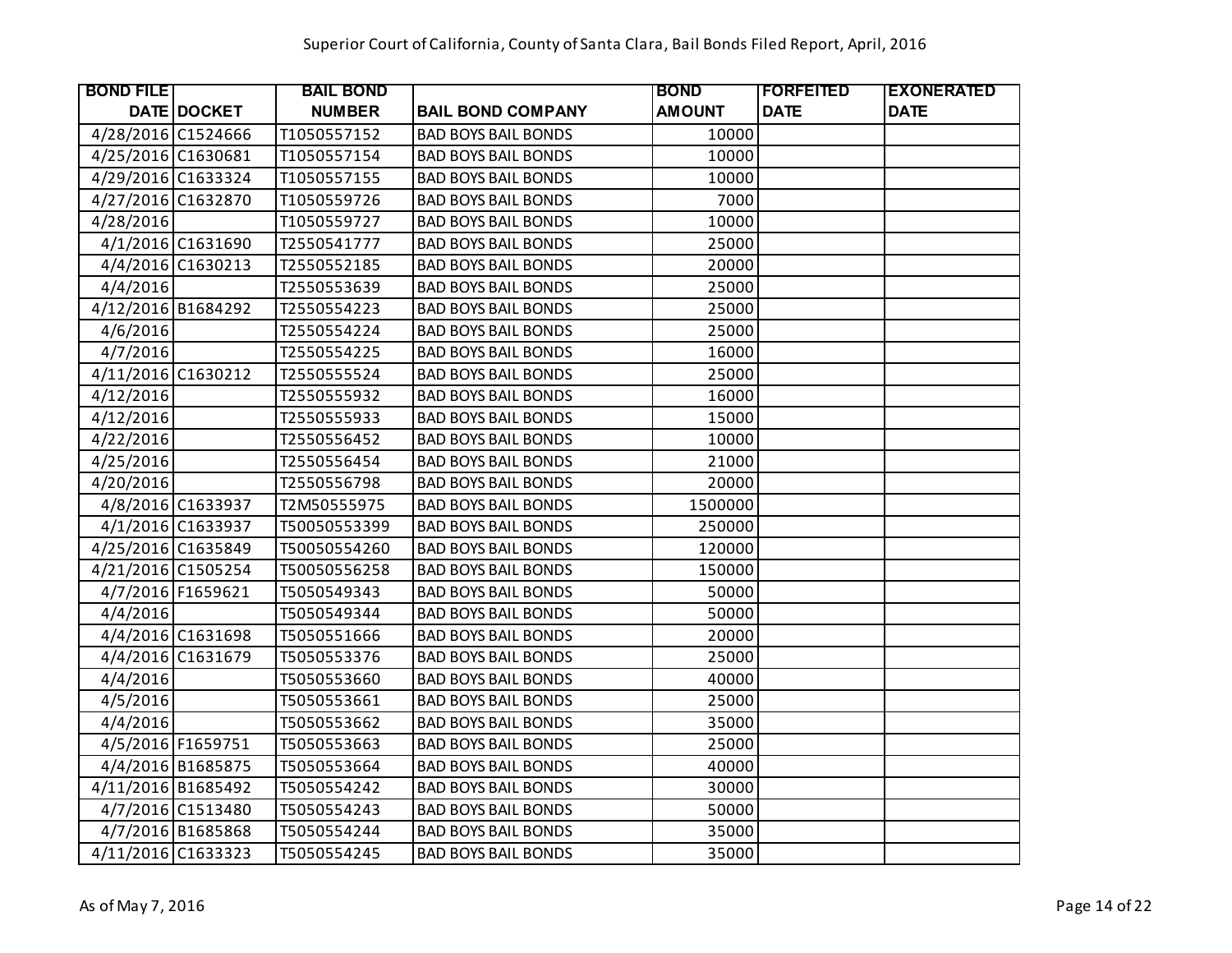Superior Court of California, County of Santa Clara, Bail Bonds Filed Report, April, 2016

| BOND FILE DATE | DOCKET | BAIL BOND NUMBER | BAIL BOND COMPANY | BOND AMOUNT | FORFEITED DATE | EXONERATED DATE |
|---|---|---|---|---|---|---|
| 4/28/2016 | C1524666 | T1050557152 | BAD BOYS BAIL BONDS | 10000 | | |
| 4/25/2016 | C1630681 | T1050557154 | BAD BOYS BAIL BONDS | 10000 | | |
| 4/29/2016 | C1633324 | T1050557155 | BAD BOYS BAIL BONDS | 10000 | | |
| 4/27/2016 | C1632870 | T1050559726 | BAD BOYS BAIL BONDS | 7000 | | |
| 4/28/2016 | | T1050559727 | BAD BOYS BAIL BONDS | 10000 | | |
| 4/1/2016 | C1631690 | T2550541777 | BAD BOYS BAIL BONDS | 25000 | | |
| 4/4/2016 | C1630213 | T2550552185 | BAD BOYS BAIL BONDS | 20000 | | |
| 4/4/2016 | | T2550553639 | BAD BOYS BAIL BONDS | 25000 | | |
| 4/12/2016 | B1684292 | T2550554223 | BAD BOYS BAIL BONDS | 25000 | | |
| 4/6/2016 | | T2550554224 | BAD BOYS BAIL BONDS | 25000 | | |
| 4/7/2016 | | T2550554225 | BAD BOYS BAIL BONDS | 16000 | | |
| 4/11/2016 | C1630212 | T2550555524 | BAD BOYS BAIL BONDS | 25000 | | |
| 4/12/2016 | | T2550555932 | BAD BOYS BAIL BONDS | 16000 | | |
| 4/12/2016 | | T2550555933 | BAD BOYS BAIL BONDS | 15000 | | |
| 4/22/2016 | | T2550556452 | BAD BOYS BAIL BONDS | 10000 | | |
| 4/25/2016 | | T2550556454 | BAD BOYS BAIL BONDS | 21000 | | |
| 4/20/2016 | | T2550556798 | BAD BOYS BAIL BONDS | 20000 | | |
| 4/8/2016 | C1633937 | T2M50555975 | BAD BOYS BAIL BONDS | 1500000 | | |
| 4/1/2016 | C1633937 | T50050553399 | BAD BOYS BAIL BONDS | 250000 | | |
| 4/25/2016 | C1635849 | T50050554260 | BAD BOYS BAIL BONDS | 120000 | | |
| 4/21/2016 | C1505254 | T50050556258 | BAD BOYS BAIL BONDS | 150000 | | |
| 4/7/2016 | F1659621 | T5050549343 | BAD BOYS BAIL BONDS | 50000 | | |
| 4/4/2016 | | T5050549344 | BAD BOYS BAIL BONDS | 50000 | | |
| 4/4/2016 | C1631698 | T5050551666 | BAD BOYS BAIL BONDS | 20000 | | |
| 4/4/2016 | C1631679 | T5050553376 | BAD BOYS BAIL BONDS | 25000 | | |
| 4/4/2016 | | T5050553660 | BAD BOYS BAIL BONDS | 40000 | | |
| 4/5/2016 | | T5050553661 | BAD BOYS BAIL BONDS | 25000 | | |
| 4/4/2016 | | T5050553662 | BAD BOYS BAIL BONDS | 35000 | | |
| 4/5/2016 | F1659751 | T5050553663 | BAD BOYS BAIL BONDS | 25000 | | |
| 4/4/2016 | B1685875 | T5050553664 | BAD BOYS BAIL BONDS | 40000 | | |
| 4/11/2016 | B1685492 | T5050554242 | BAD BOYS BAIL BONDS | 30000 | | |
| 4/7/2016 | C1513480 | T5050554243 | BAD BOYS BAIL BONDS | 50000 | | |
| 4/7/2016 | B1685868 | T5050554244 | BAD BOYS BAIL BONDS | 35000 | | |
| 4/11/2016 | C1633323 | T5050554245 | BAD BOYS BAIL BONDS | 35000 | | |

As of May 7, 2016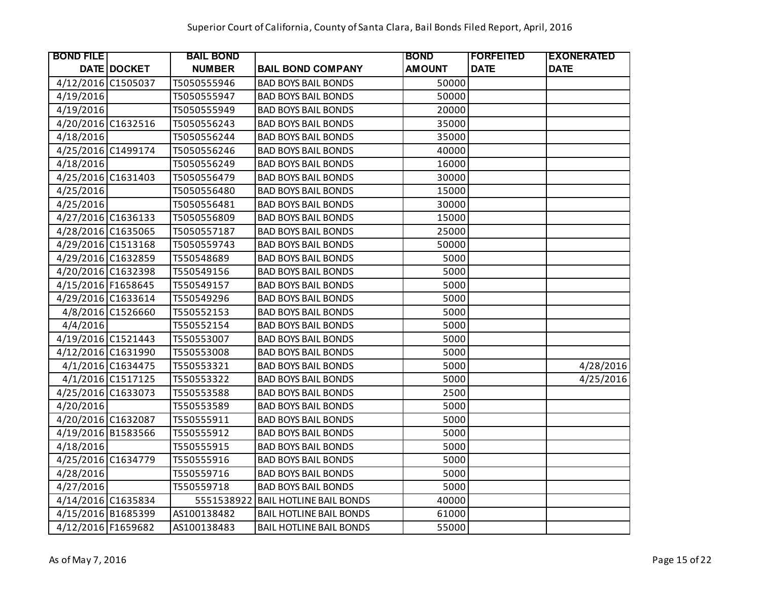Superior Court of California, County of Santa Clara, Bail Bonds Filed Report, April, 2016

| BOND FILE DATE | DOCKET | BAIL BOND NUMBER | BAIL BOND COMPANY | BOND AMOUNT | FORFEITED DATE | EXONERATED DATE |
|---|---|---|---|---|---|---|
| 4/12/2016 | C1505037 | T5050555946 | BAD BOYS BAIL BONDS | 50000 | | |
| 4/19/2016 | | T5050555947 | BAD BOYS BAIL BONDS | 50000 | | |
| 4/19/2016 | | T5050555949 | BAD BOYS BAIL BONDS | 20000 | | |
| 4/20/2016 | C1632516 | T5050556243 | BAD BOYS BAIL BONDS | 35000 | | |
| 4/18/2016 | | T5050556244 | BAD BOYS BAIL BONDS | 35000 | | |
| 4/25/2016 | C1499174 | T5050556246 | BAD BOYS BAIL BONDS | 40000 | | |
| 4/18/2016 | | T5050556249 | BAD BOYS BAIL BONDS | 16000 | | |
| 4/25/2016 | C1631403 | T5050556479 | BAD BOYS BAIL BONDS | 30000 | | |
| 4/25/2016 | | T5050556480 | BAD BOYS BAIL BONDS | 15000 | | |
| 4/25/2016 | | T5050556481 | BAD BOYS BAIL BONDS | 30000 | | |
| 4/27/2016 | C1636133 | T5050556809 | BAD BOYS BAIL BONDS | 15000 | | |
| 4/28/2016 | C1635065 | T5050557187 | BAD BOYS BAIL BONDS | 25000 | | |
| 4/29/2016 | C1513168 | T5050559743 | BAD BOYS BAIL BONDS | 50000 | | |
| 4/29/2016 | C1632859 | T550548689 | BAD BOYS BAIL BONDS | 5000 | | |
| 4/20/2016 | C1632398 | T550549156 | BAD BOYS BAIL BONDS | 5000 | | |
| 4/15/2016 | F1658645 | T550549157 | BAD BOYS BAIL BONDS | 5000 | | |
| 4/29/2016 | C1633614 | T550549296 | BAD BOYS BAIL BONDS | 5000 | | |
| 4/8/2016 | C1526660 | T550552153 | BAD BOYS BAIL BONDS | 5000 | | |
| 4/4/2016 | | T550552154 | BAD BOYS BAIL BONDS | 5000 | | |
| 4/19/2016 | C1521443 | T550553007 | BAD BOYS BAIL BONDS | 5000 | | |
| 4/12/2016 | C1631990 | T550553008 | BAD BOYS BAIL BONDS | 5000 | | |
| 4/1/2016 | C1634475 | T550553321 | BAD BOYS BAIL BONDS | 5000 | | 4/28/2016 |
| 4/1/2016 | C1517125 | T550553322 | BAD BOYS BAIL BONDS | 5000 | | 4/25/2016 |
| 4/25/2016 | C1633073 | T550553588 | BAD BOYS BAIL BONDS | 2500 | | |
| 4/20/2016 | | T550553589 | BAD BOYS BAIL BONDS | 5000 | | |
| 4/20/2016 | C1632087 | T550555911 | BAD BOYS BAIL BONDS | 5000 | | |
| 4/19/2016 | B1583566 | T550555912 | BAD BOYS BAIL BONDS | 5000 | | |
| 4/18/2016 | | T550555915 | BAD BOYS BAIL BONDS | 5000 | | |
| 4/25/2016 | C1634779 | T550555916 | BAD BOYS BAIL BONDS | 5000 | | |
| 4/28/2016 | | T550559716 | BAD BOYS BAIL BONDS | 5000 | | |
| 4/27/2016 | | T550559718 | BAD BOYS BAIL BONDS | 5000 | | |
| 4/14/2016 | C1635834 | 5551538922 | BAIL HOTLINE BAIL BONDS | 40000 | | |
| 4/15/2016 | B1685399 | AS100138482 | BAIL HOTLINE BAIL BONDS | 61000 | | |
| 4/12/2016 | F1659682 | AS100138483 | BAIL HOTLINE BAIL BONDS | 55000 | | |

As of May 7, 2016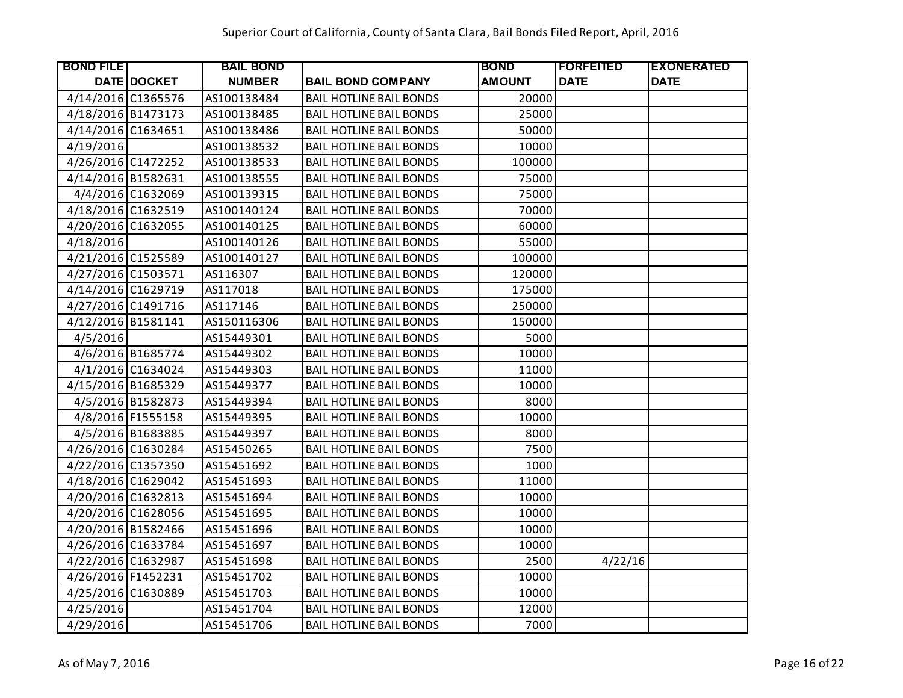Superior Court of California, County of Santa Clara, Bail Bonds Filed Report, April, 2016

| BOND FILE DATE | DOCKET | BAIL BOND NUMBER | BAIL BOND COMPANY | BOND AMOUNT | FORFEITED DATE | EXONERATED DATE |
|---|---|---|---|---|---|---|
| 4/14/2016 | C1365576 | AS100138484 | BAIL HOTLINE BAIL BONDS | 20000 | | |
| 4/18/2016 | B1473173 | AS100138485 | BAIL HOTLINE BAIL BONDS | 25000 | | |
| 4/14/2016 | C1634651 | AS100138486 | BAIL HOTLINE BAIL BONDS | 50000 | | |
| 4/19/2016 | | AS100138532 | BAIL HOTLINE BAIL BONDS | 10000 | | |
| 4/26/2016 | C1472252 | AS100138533 | BAIL HOTLINE BAIL BONDS | 100000 | | |
| 4/14/2016 | B1582631 | AS100138555 | BAIL HOTLINE BAIL BONDS | 75000 | | |
| 4/4/2016 | C1632069 | AS100139315 | BAIL HOTLINE BAIL BONDS | 75000 | | |
| 4/18/2016 | C1632519 | AS100140124 | BAIL HOTLINE BAIL BONDS | 70000 | | |
| 4/20/2016 | C1632055 | AS100140125 | BAIL HOTLINE BAIL BONDS | 60000 | | |
| 4/18/2016 | | AS100140126 | BAIL HOTLINE BAIL BONDS | 55000 | | |
| 4/21/2016 | C1525589 | AS100140127 | BAIL HOTLINE BAIL BONDS | 100000 | | |
| 4/27/2016 | C1503571 | AS116307 | BAIL HOTLINE BAIL BONDS | 120000 | | |
| 4/14/2016 | C1629719 | AS117018 | BAIL HOTLINE BAIL BONDS | 175000 | | |
| 4/27/2016 | C1491716 | AS117146 | BAIL HOTLINE BAIL BONDS | 250000 | | |
| 4/12/2016 | B1581141 | AS150116306 | BAIL HOTLINE BAIL BONDS | 150000 | | |
| 4/5/2016 | | AS15449301 | BAIL HOTLINE BAIL BONDS | 5000 | | |
| 4/6/2016 | B1685774 | AS15449302 | BAIL HOTLINE BAIL BONDS | 10000 | | |
| 4/1/2016 | C1634024 | AS15449303 | BAIL HOTLINE BAIL BONDS | 11000 | | |
| 4/15/2016 | B1685329 | AS15449377 | BAIL HOTLINE BAIL BONDS | 10000 | | |
| 4/5/2016 | B1582873 | AS15449394 | BAIL HOTLINE BAIL BONDS | 8000 | | |
| 4/8/2016 | F1555158 | AS15449395 | BAIL HOTLINE BAIL BONDS | 10000 | | |
| 4/5/2016 | B1683885 | AS15449397 | BAIL HOTLINE BAIL BONDS | 8000 | | |
| 4/26/2016 | C1630284 | AS15450265 | BAIL HOTLINE BAIL BONDS | 7500 | | |
| 4/22/2016 | C1357350 | AS15451692 | BAIL HOTLINE BAIL BONDS | 1000 | | |
| 4/18/2016 | C1629042 | AS15451693 | BAIL HOTLINE BAIL BONDS | 11000 | | |
| 4/20/2016 | C1632813 | AS15451694 | BAIL HOTLINE BAIL BONDS | 10000 | | |
| 4/20/2016 | C1628056 | AS15451695 | BAIL HOTLINE BAIL BONDS | 10000 | | |
| 4/20/2016 | B1582466 | AS15451696 | BAIL HOTLINE BAIL BONDS | 10000 | | |
| 4/26/2016 | C1633784 | AS15451697 | BAIL HOTLINE BAIL BONDS | 10000 | | |
| 4/22/2016 | C1632987 | AS15451698 | BAIL HOTLINE BAIL BONDS | 2500 | 4/22/16 | |
| 4/26/2016 | F1452231 | AS15451702 | BAIL HOTLINE BAIL BONDS | 10000 | | |
| 4/25/2016 | C1630889 | AS15451703 | BAIL HOTLINE BAIL BONDS | 10000 | | |
| 4/25/2016 | | AS15451704 | BAIL HOTLINE BAIL BONDS | 12000 | | |
| 4/29/2016 | | AS15451706 | BAIL HOTLINE BAIL BONDS | 7000 | | |

As of May 7, 2016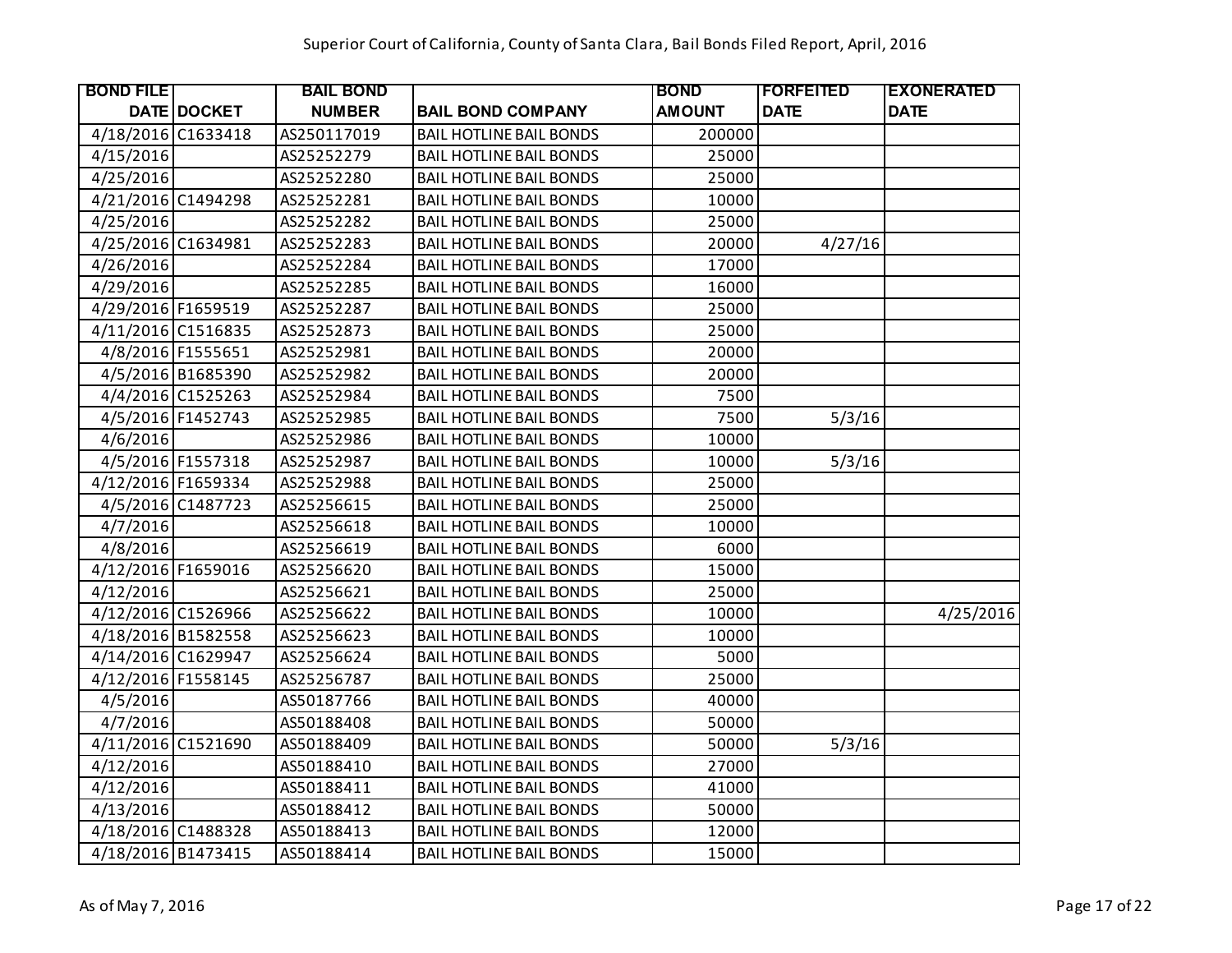Superior Court of California, County of Santa Clara, Bail Bonds Filed Report, April, 2016

| BOND FILE DATE | DOCKET | BAIL BOND NUMBER | BAIL BOND COMPANY | BOND AMOUNT | FORFEITED DATE | EXONERATED DATE |
|---|---|---|---|---|---|---|
| 4/18/2016 | C1633418 | AS250117019 | BAIL HOTLINE BAIL BONDS | 200000 | | |
| 4/15/2016 | | AS25252279 | BAIL HOTLINE BAIL BONDS | 25000 | | |
| 4/25/2016 | | AS25252280 | BAIL HOTLINE BAIL BONDS | 25000 | | |
| 4/21/2016 | C1494298 | AS25252281 | BAIL HOTLINE BAIL BONDS | 10000 | | |
| 4/25/2016 | | AS25252282 | BAIL HOTLINE BAIL BONDS | 25000 | | |
| 4/25/2016 | C1634981 | AS25252283 | BAIL HOTLINE BAIL BONDS | 20000 | 4/27/16 | |
| 4/26/2016 | | AS25252284 | BAIL HOTLINE BAIL BONDS | 17000 | | |
| 4/29/2016 | | AS25252285 | BAIL HOTLINE BAIL BONDS | 16000 | | |
| 4/29/2016 | F1659519 | AS25252287 | BAIL HOTLINE BAIL BONDS | 25000 | | |
| 4/11/2016 | C1516835 | AS25252873 | BAIL HOTLINE BAIL BONDS | 25000 | | |
| 4/8/2016 | F1555651 | AS25252981 | BAIL HOTLINE BAIL BONDS | 20000 | | |
| 4/5/2016 | B1685390 | AS25252982 | BAIL HOTLINE BAIL BONDS | 20000 | | |
| 4/4/2016 | C1525263 | AS25252984 | BAIL HOTLINE BAIL BONDS | 7500 | | |
| 4/5/2016 | F1452743 | AS25252985 | BAIL HOTLINE BAIL BONDS | 7500 | 5/3/16 | |
| 4/6/2016 | | AS25252986 | BAIL HOTLINE BAIL BONDS | 10000 | | |
| 4/5/2016 | F1557318 | AS25252987 | BAIL HOTLINE BAIL BONDS | 10000 | 5/3/16 | |
| 4/12/2016 | F1659334 | AS25252988 | BAIL HOTLINE BAIL BONDS | 25000 | | |
| 4/5/2016 | C1487723 | AS25256615 | BAIL HOTLINE BAIL BONDS | 25000 | | |
| 4/7/2016 | | AS25256618 | BAIL HOTLINE BAIL BONDS | 10000 | | |
| 4/8/2016 | | AS25256619 | BAIL HOTLINE BAIL BONDS | 6000 | | |
| 4/12/2016 | F1659016 | AS25256620 | BAIL HOTLINE BAIL BONDS | 15000 | | |
| 4/12/2016 | | AS25256621 | BAIL HOTLINE BAIL BONDS | 25000 | | |
| 4/12/2016 | C1526966 | AS25256622 | BAIL HOTLINE BAIL BONDS | 10000 | | 4/25/2016 |
| 4/18/2016 | B1582558 | AS25256623 | BAIL HOTLINE BAIL BONDS | 10000 | | |
| 4/14/2016 | C1629947 | AS25256624 | BAIL HOTLINE BAIL BONDS | 5000 | | |
| 4/12/2016 | F1558145 | AS25256787 | BAIL HOTLINE BAIL BONDS | 25000 | | |
| 4/5/2016 | | AS50187766 | BAIL HOTLINE BAIL BONDS | 40000 | | |
| 4/7/2016 | | AS50188408 | BAIL HOTLINE BAIL BONDS | 50000 | | |
| 4/11/2016 | C1521690 | AS50188409 | BAIL HOTLINE BAIL BONDS | 50000 | 5/3/16 | |
| 4/12/2016 | | AS50188410 | BAIL HOTLINE BAIL BONDS | 27000 | | |
| 4/12/2016 | | AS50188411 | BAIL HOTLINE BAIL BONDS | 41000 | | |
| 4/13/2016 | | AS50188412 | BAIL HOTLINE BAIL BONDS | 50000 | | |
| 4/18/2016 | C1488328 | AS50188413 | BAIL HOTLINE BAIL BONDS | 12000 | | |
| 4/18/2016 | B1473415 | AS50188414 | BAIL HOTLINE BAIL BONDS | 15000 | | |

As of May 7, 2016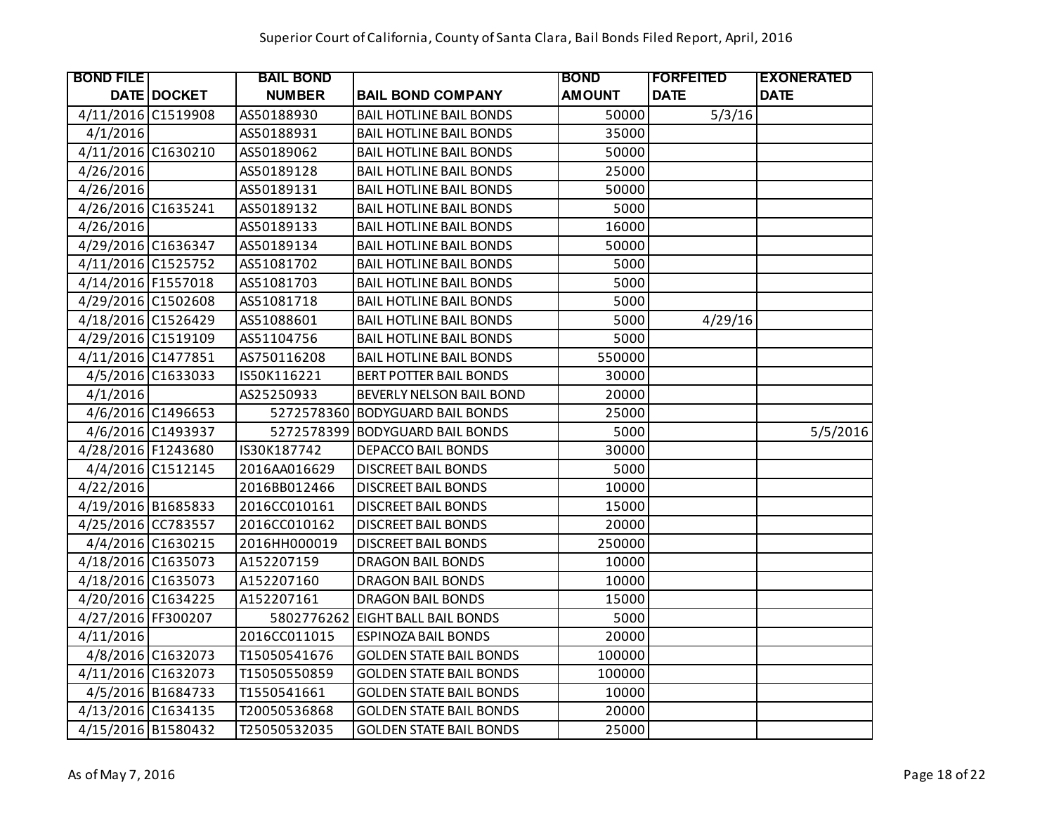Superior Court of California, County of Santa Clara, Bail Bonds Filed Report, April, 2016

| BOND FILE DATE | DOCKET | BAIL BOND NUMBER | BAIL BOND COMPANY | BOND AMOUNT | FORFEITED DATE | EXONERATED DATE |
|---|---|---|---|---|---|---|
| 4/11/2016 | C1519908 | AS50188930 | BAIL HOTLINE BAIL BONDS | 50000 | 5/3/16 | |
| 4/1/2016 | | AS50188931 | BAIL HOTLINE BAIL BONDS | 35000 | | |
| 4/11/2016 | C1630210 | AS50189062 | BAIL HOTLINE BAIL BONDS | 50000 | | |
| 4/26/2016 | | AS50189128 | BAIL HOTLINE BAIL BONDS | 25000 | | |
| 4/26/2016 | | AS50189131 | BAIL HOTLINE BAIL BONDS | 50000 | | |
| 4/26/2016 | C1635241 | AS50189132 | BAIL HOTLINE BAIL BONDS | 5000 | | |
| 4/26/2016 | | AS50189133 | BAIL HOTLINE BAIL BONDS | 16000 | | |
| 4/29/2016 | C1636347 | AS50189134 | BAIL HOTLINE BAIL BONDS | 50000 | | |
| 4/11/2016 | C1525752 | AS51081702 | BAIL HOTLINE BAIL BONDS | 5000 | | |
| 4/14/2016 | F1557018 | AS51081703 | BAIL HOTLINE BAIL BONDS | 5000 | | |
| 4/29/2016 | C1502608 | AS51081718 | BAIL HOTLINE BAIL BONDS | 5000 | | |
| 4/18/2016 | C1526429 | AS51088601 | BAIL HOTLINE BAIL BONDS | 5000 | 4/29/16 | |
| 4/29/2016 | C1519109 | AS51104756 | BAIL HOTLINE BAIL BONDS | 5000 | | |
| 4/11/2016 | C1477851 | AS750116208 | BAIL HOTLINE BAIL BONDS | 550000 | | |
| 4/5/2016 | C1633033 | IS50K116221 | BERT POTTER BAIL BONDS | 30000 | | |
| 4/1/2016 | | AS25250933 | BEVERLY NELSON BAIL BOND | 20000 | | |
| 4/6/2016 | C1496653 | 5272578360 | BODYGUARD BAIL BONDS | 25000 | | |
| 4/6/2016 | C1493937 | 5272578399 | BODYGUARD BAIL BONDS | 5000 | | 5/5/2016 |
| 4/28/2016 | F1243680 | IS30K187742 | DEPACCO BAIL BONDS | 30000 | | |
| 4/4/2016 | C1512145 | 2016AA016629 | DISCREET BAIL BONDS | 5000 | | |
| 4/22/2016 | | 2016BB012466 | DISCREET BAIL BONDS | 10000 | | |
| 4/19/2016 | B1685833 | 2016CC010161 | DISCREET BAIL BONDS | 15000 | | |
| 4/25/2016 | CC783557 | 2016CC010162 | DISCREET BAIL BONDS | 20000 | | |
| 4/4/2016 | C1630215 | 2016HH000019 | DISCREET BAIL BONDS | 250000 | | |
| 4/18/2016 | C1635073 | A152207159 | DRAGON BAIL BONDS | 10000 | | |
| 4/18/2016 | C1635073 | A152207160 | DRAGON BAIL BONDS | 10000 | | |
| 4/20/2016 | C1634225 | A152207161 | DRAGON BAIL BONDS | 15000 | | |
| 4/27/2016 | FF300207 | 5802776262 | EIGHT BALL BAIL BONDS | 5000 | | |
| 4/11/2016 | | 2016CC011015 | ESPINOZA BAIL BONDS | 20000 | | |
| 4/8/2016 | C1632073 | T15050541676 | GOLDEN STATE BAIL BONDS | 100000 | | |
| 4/11/2016 | C1632073 | T15050550859 | GOLDEN STATE BAIL BONDS | 100000 | | |
| 4/5/2016 | B1684733 | T1550541661 | GOLDEN STATE BAIL BONDS | 10000 | | |
| 4/13/2016 | C1634135 | T20050536868 | GOLDEN STATE BAIL BONDS | 20000 | | |
| 4/15/2016 | B1580432 | T25050532035 | GOLDEN STATE BAIL BONDS | 25000 | | |

As of May 7, 2016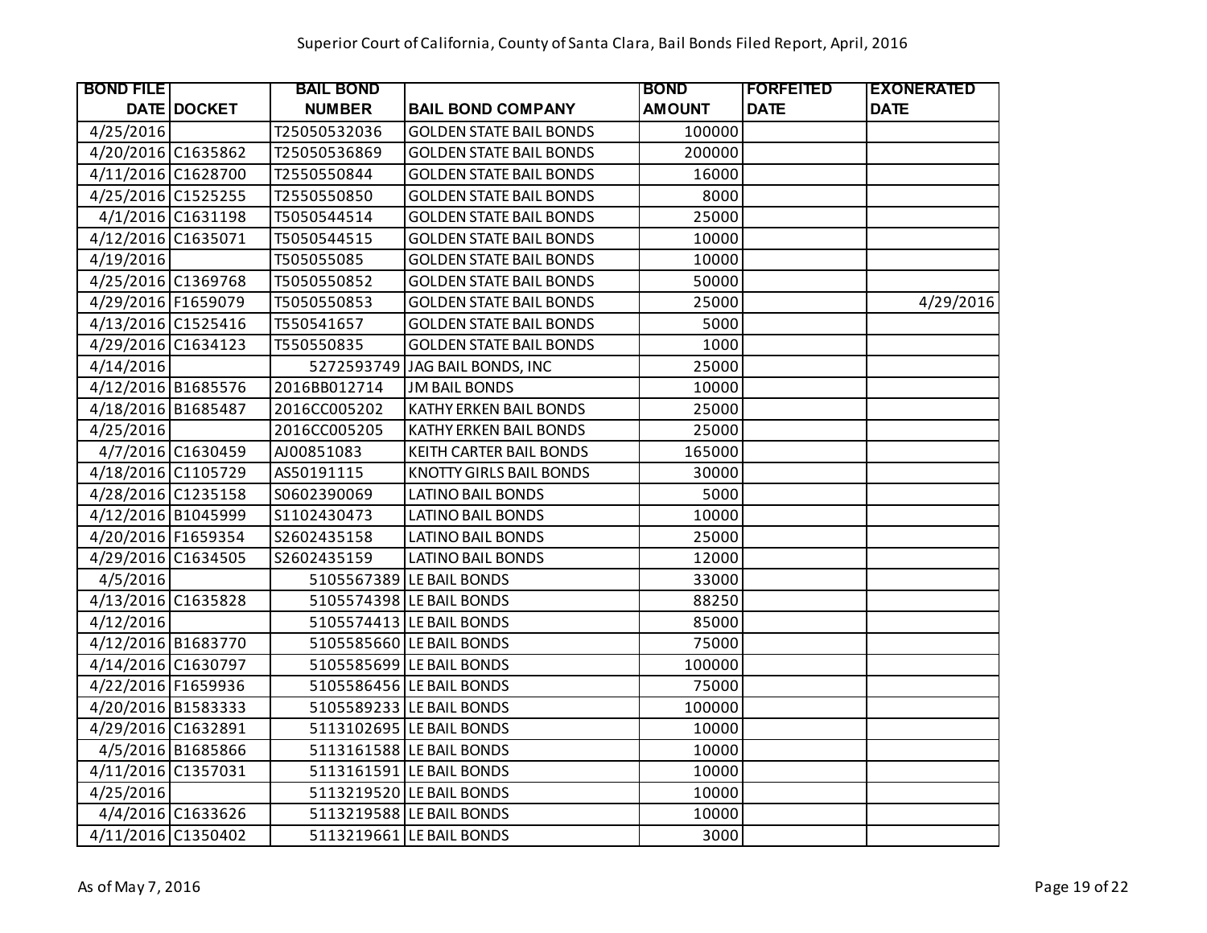# Superior Court of California, County of Santa Clara, Bail Bonds Filed Report, April, 2016

| BOND FILE DATE | DOCKET | BAIL BOND NUMBER | BAIL BOND COMPANY | BOND AMOUNT | FORFEITED DATE | EXONERATED DATE |
|---|---|---|---|---|---|---|
| 4/25/2016 | | T25050532036 | GOLDEN STATE BAIL BONDS | 100000 | | |
| 4/20/2016 | C1635862 | T25050536869 | GOLDEN STATE BAIL BONDS | 200000 | | |
| 4/11/2016 | C1628700 | T2550550844 | GOLDEN STATE BAIL BONDS | 16000 | | |
| 4/25/2016 | C1525255 | T2550550850 | GOLDEN STATE BAIL BONDS | 8000 | | |
| 4/1/2016 | C1631198 | T5050544514 | GOLDEN STATE BAIL BONDS | 25000 | | |
| 4/12/2016 | C1635071 | T5050544515 | GOLDEN STATE BAIL BONDS | 10000 | | |
| 4/19/2016 | | T505055085 | GOLDEN STATE BAIL BONDS | 10000 | | |
| 4/25/2016 | C1369768 | T5050550852 | GOLDEN STATE BAIL BONDS | 50000 | | |
| 4/29/2016 | F1659079 | T5050550853 | GOLDEN STATE BAIL BONDS | 25000 | | 4/29/2016 |
| 4/13/2016 | C1525416 | T550541657 | GOLDEN STATE BAIL BONDS | 5000 | | |
| 4/29/2016 | C1634123 | T550550835 | GOLDEN STATE BAIL BONDS | 1000 | | |
| 4/14/2016 | | 5272593749 | JAG BAIL BONDS, INC | 25000 | | |
| 4/12/2016 | B1685576 | 2016BB012714 | JM BAIL BONDS | 10000 | | |
| 4/18/2016 | B1685487 | 2016CC005202 | KATHY ERKEN BAIL BONDS | 25000 | | |
| 4/25/2016 | | 2016CC005205 | KATHY ERKEN BAIL BONDS | 25000 | | |
| 4/7/2016 | C1630459 | AJ00851083 | KEITH CARTER BAIL BONDS | 165000 | | |
| 4/18/2016 | C1105729 | AS50191115 | KNOTTY GIRLS BAIL BONDS | 30000 | | |
| 4/28/2016 | C1235158 | S0602390069 | LATINO BAIL BONDS | 5000 | | |
| 4/12/2016 | B1045999 | S1102430473 | LATINO BAIL BONDS | 10000 | | |
| 4/20/2016 | F1659354 | S2602435158 | LATINO BAIL BONDS | 25000 | | |
| 4/29/2016 | C1634505 | S2602435159 | LATINO BAIL BONDS | 12000 | | |
| 4/5/2016 | | 5105567389 | LE BAIL BONDS | 33000 | | |
| 4/13/2016 | C1635828 | 5105574398 | LE BAIL BONDS | 88250 | | |
| 4/12/2016 | | 5105574413 | LE BAIL BONDS | 85000 | | |
| 4/12/2016 | B1683770 | 5105585660 | LE BAIL BONDS | 75000 | | |
| 4/14/2016 | C1630797 | 5105585699 | LE BAIL BONDS | 100000 | | |
| 4/22/2016 | F1659936 | 5105586456 | LE BAIL BONDS | 75000 | | |
| 4/20/2016 | B1583333 | 5105589233 | LE BAIL BONDS | 100000 | | |
| 4/29/2016 | C1632891 | 5113102695 | LE BAIL BONDS | 10000 | | |
| 4/5/2016 | B1685866 | 5113161588 | LE BAIL BONDS | 10000 | | |
| 4/11/2016 | C1357031 | 5113161591 | LE BAIL BONDS | 10000 | | |
| 4/25/2016 | | 5113219520 | LE BAIL BONDS | 10000 | | |
| 4/4/2016 | C1633626 | 5113219588 | LE BAIL BONDS | 10000 | | |
| 4/11/2016 | C1350402 | 5113219661 | LE BAIL BONDS | 3000 | | |

As of May 7, 2016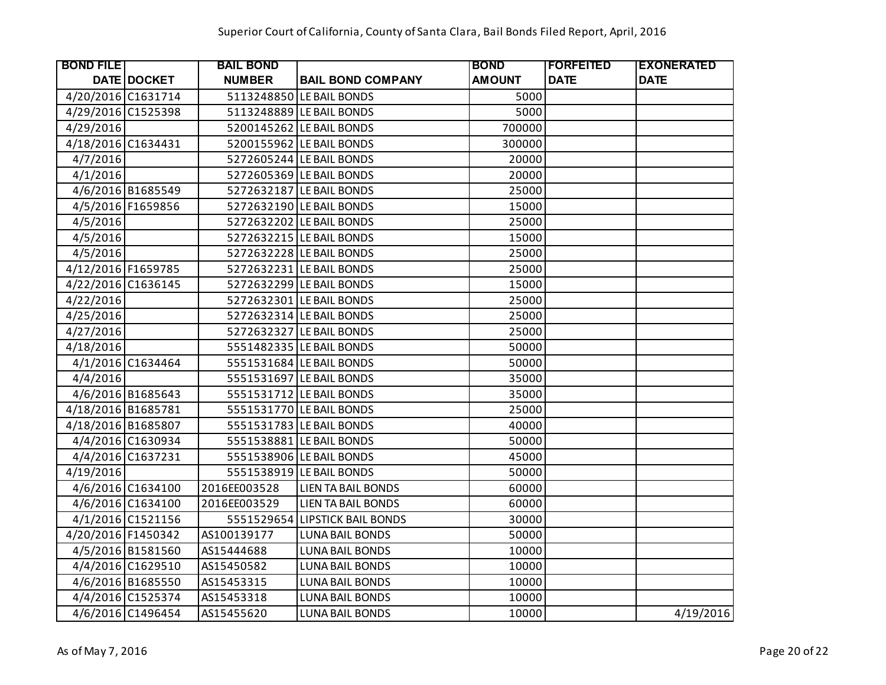Superior Court of California, County of Santa Clara, Bail Bonds Filed Report, April, 2016

| BOND FILE DATE | DOCKET | BAIL BOND NUMBER | BAIL BOND COMPANY | BOND AMOUNT | FORFEITED DATE | EXONERATED DATE |
|---|---|---|---|---|---|---|
| 4/20/2016 | C1631714 | 5113248850 | LE BAIL BONDS | 5000 | | |
| 4/29/2016 | C1525398 | 5113248889 | LE BAIL BONDS | 5000 | | |
| 4/29/2016 | | 5200145262 | LE BAIL BONDS | 700000 | | |
| 4/18/2016 | C1634431 | 5200155962 | LE BAIL BONDS | 300000 | | |
| 4/7/2016 | | 5272605244 | LE BAIL BONDS | 20000 | | |
| 4/1/2016 | | 5272605369 | LE BAIL BONDS | 20000 | | |
| 4/6/2016 | B1685549 | 5272632187 | LE BAIL BONDS | 25000 | | |
| 4/5/2016 | F1659856 | 5272632190 | LE BAIL BONDS | 15000 | | |
| 4/5/2016 | | 5272632202 | LE BAIL BONDS | 25000 | | |
| 4/5/2016 | | 5272632215 | LE BAIL BONDS | 15000 | | |
| 4/5/2016 | | 5272632228 | LE BAIL BONDS | 25000 | | |
| 4/12/2016 | F1659785 | 5272632231 | LE BAIL BONDS | 25000 | | |
| 4/22/2016 | C1636145 | 5272632299 | LE BAIL BONDS | 15000 | | |
| 4/22/2016 | | 5272632301 | LE BAIL BONDS | 25000 | | |
| 4/25/2016 | | 5272632314 | LE BAIL BONDS | 25000 | | |
| 4/27/2016 | | 5272632327 | LE BAIL BONDS | 25000 | | |
| 4/18/2016 | | 5551482335 | LE BAIL BONDS | 50000 | | |
| 4/1/2016 | C1634464 | 5551531684 | LE BAIL BONDS | 50000 | | |
| 4/4/2016 | | 5551531697 | LE BAIL BONDS | 35000 | | |
| 4/6/2016 | B1685643 | 5551531712 | LE BAIL BONDS | 35000 | | |
| 4/18/2016 | B1685781 | 5551531770 | LE BAIL BONDS | 25000 | | |
| 4/18/2016 | B1685807 | 5551531783 | LE BAIL BONDS | 40000 | | |
| 4/4/2016 | C1630934 | 5551538881 | LE BAIL BONDS | 50000 | | |
| 4/4/2016 | C1637231 | 5551538906 | LE BAIL BONDS | 45000 | | |
| 4/19/2016 | | 5551538919 | LE BAIL BONDS | 50000 | | |
| 4/6/2016 | C1634100 | 2016EE003528 | LIEN TA BAIL BONDS | 60000 | | |
| 4/6/2016 | C1634100 | 2016EE003529 | LIEN TA BAIL BONDS | 60000 | | |
| 4/1/2016 | C1521156 | 5551529654 | LIPSTICK BAIL BONDS | 30000 | | |
| 4/20/2016 | F1450342 | AS100139177 | LUNA BAIL BONDS | 50000 | | |
| 4/5/2016 | B1581560 | AS15444688 | LUNA BAIL BONDS | 10000 | | |
| 4/4/2016 | C1629510 | AS15450582 | LUNA BAIL BONDS | 10000 | | |
| 4/6/2016 | B1685550 | AS15453315 | LUNA BAIL BONDS | 10000 | | |
| 4/4/2016 | C1525374 | AS15453318 | LUNA BAIL BONDS | 10000 | | |
| 4/6/2016 | C1496454 | AS15455620 | LUNA BAIL BONDS | 10000 | | 4/19/2016 |

As of May 7, 2016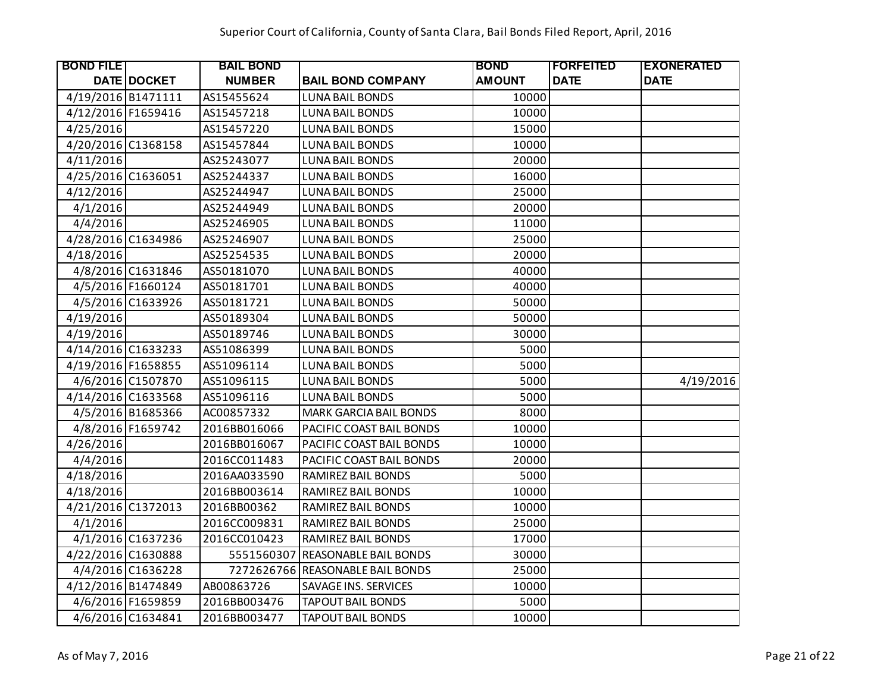# Superior Court of California, County of Santa Clara, Bail Bonds Filed Report, April, 2016

| BOND FILE DATE | DOCKET | BAIL BOND NUMBER | BAIL BOND COMPANY | BOND AMOUNT | FORFEITED DATE | EXONERATED DATE |
|---|---|---|---|---|---|---|
| 4/19/2016 | B1471111 | AS15455624 | LUNA BAIL BONDS | 10000 | | |
| 4/12/2016 | F1659416 | AS15457218 | LUNA BAIL BONDS | 10000 | | |
| 4/25/2016 | | AS15457220 | LUNA BAIL BONDS | 15000 | | |
| 4/20/2016 | C1368158 | AS15457844 | LUNA BAIL BONDS | 10000 | | |
| 4/11/2016 | | AS25243077 | LUNA BAIL BONDS | 20000 | | |
| 4/25/2016 | C1636051 | AS25244337 | LUNA BAIL BONDS | 16000 | | |
| 4/12/2016 | | AS25244947 | LUNA BAIL BONDS | 25000 | | |
| 4/1/2016 | | AS25244949 | LUNA BAIL BONDS | 20000 | | |
| 4/4/2016 | | AS25246905 | LUNA BAIL BONDS | 11000 | | |
| 4/28/2016 | C1634986 | AS25246907 | LUNA BAIL BONDS | 25000 | | |
| 4/18/2016 | | AS25254535 | LUNA BAIL BONDS | 20000 | | |
| 4/8/2016 | C1631846 | AS50181070 | LUNA BAIL BONDS | 40000 | | |
| 4/5/2016 | F1660124 | AS50181701 | LUNA BAIL BONDS | 40000 | | |
| 4/5/2016 | C1633926 | AS50181721 | LUNA BAIL BONDS | 50000 | | |
| 4/19/2016 | | AS50189304 | LUNA BAIL BONDS | 50000 | | |
| 4/19/2016 | | AS50189746 | LUNA BAIL BONDS | 30000 | | |
| 4/14/2016 | C1633233 | AS51086399 | LUNA BAIL BONDS | 5000 | | |
| 4/19/2016 | F1658855 | AS51096114 | LUNA BAIL BONDS | 5000 | | |
| 4/6/2016 | C1507870 | AS51096115 | LUNA BAIL BONDS | 5000 | | 4/19/2016 |
| 4/14/2016 | C1633568 | AS51096116 | LUNA BAIL BONDS | 5000 | | |
| 4/5/2016 | B1685366 | AC00857332 | MARK GARCIA BAIL BONDS | 8000 | | |
| 4/8/2016 | F1659742 | 2016BB016066 | PACIFIC COAST BAIL BONDS | 10000 | | |
| 4/26/2016 | | 2016BB016067 | PACIFIC COAST BAIL BONDS | 10000 | | |
| 4/4/2016 | | 2016CC011483 | PACIFIC COAST BAIL BONDS | 20000 | | |
| 4/18/2016 | | 2016AA033590 | RAMIREZ BAIL BONDS | 5000 | | |
| 4/18/2016 | | 2016BB003614 | RAMIREZ BAIL BONDS | 10000 | | |
| 4/21/2016 | C1372013 | 2016BB00362 | RAMIREZ BAIL BONDS | 10000 | | |
| 4/1/2016 | | 2016CC009831 | RAMIREZ BAIL BONDS | 25000 | | |
| 4/1/2016 | C1637236 | 2016CC010423 | RAMIREZ BAIL BONDS | 17000 | | |
| 4/22/2016 | C1630888 | 5551560307 | REASONABLE BAIL BONDS | 30000 | | |
| 4/4/2016 | C1636228 | 7272626766 | REASONABLE BAIL BONDS | 25000 | | |
| 4/12/2016 | B1474849 | AB00863726 | SAVAGE INS. SERVICES | 10000 | | |
| 4/6/2016 | F1659859 | 2016BB003476 | TAPOUT BAIL BONDS | 5000 | | |
| 4/6/2016 | C1634841 | 2016BB003477 | TAPOUT BAIL BONDS | 10000 | | |

As of May 7, 2016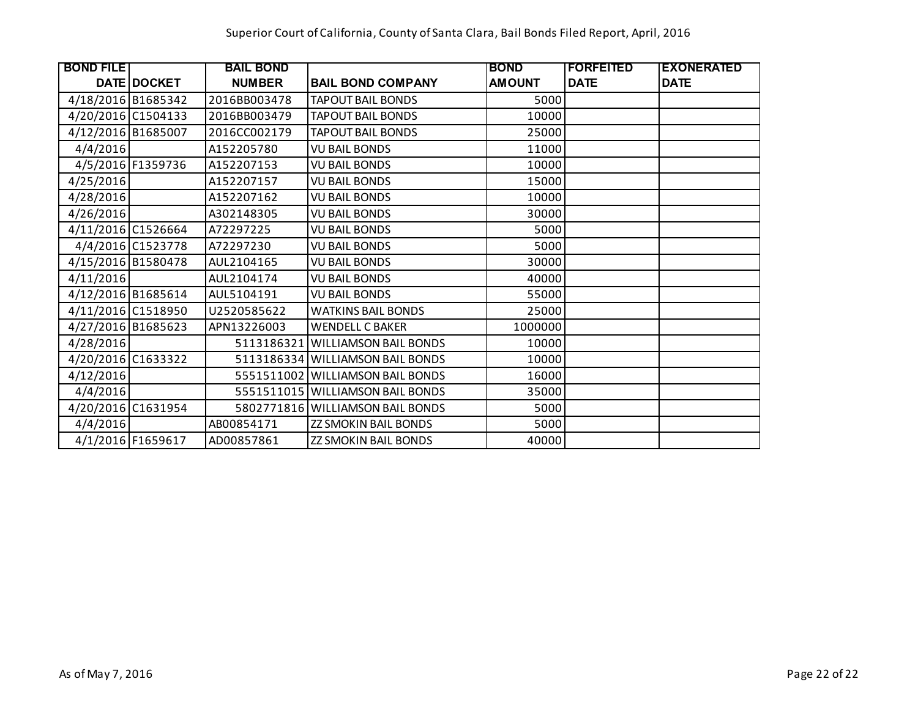Superior Court of California, County of Santa Clara, Bail Bonds Filed Report, April, 2016

| BOND FILE DATE | DOCKET | BAIL BOND NUMBER | BAIL BOND COMPANY | BOND AMOUNT | FORFEITED DATE | EXONERATED DATE |
|---|---|---|---|---|---|---|
| 4/18/2016 | B1685342 | 2016BB003478 | TAPOUT BAIL BONDS | 5000 | | |
| 4/20/2016 | C1504133 | 2016BB003479 | TAPOUT BAIL BONDS | 10000 | | |
| 4/12/2016 | B1685007 | 2016CC002179 | TAPOUT BAIL BONDS | 25000 | | |
| 4/4/2016 | | A152205780 | VU BAIL BONDS | 11000 | | |
| 4/5/2016 | F1359736 | A152207153 | VU BAIL BONDS | 10000 | | |
| 4/25/2016 | | A152207157 | VU BAIL BONDS | 15000 | | |
| 4/28/2016 | | A152207162 | VU BAIL BONDS | 10000 | | |
| 4/26/2016 | | A302148305 | VU BAIL BONDS | 30000 | | |
| 4/11/2016 | C1526664 | A72297225 | VU BAIL BONDS | 5000 | | |
| 4/4/2016 | C1523778 | A72297230 | VU BAIL BONDS | 5000 | | |
| 4/15/2016 | B1580478 | AUL2104165 | VU BAIL BONDS | 30000 | | |
| 4/11/2016 | | AUL2104174 | VU BAIL BONDS | 40000 | | |
| 4/12/2016 | B1685614 | AUL5104191 | VU BAIL BONDS | 55000 | | |
| 4/11/2016 | C1518950 | U2520585622 | WATKINS BAIL BONDS | 25000 | | |
| 4/27/2016 | B1685623 | APN13226003 | WENDELL C BAKER | 1000000 | | |
| 4/28/2016 | | 5113186321 | WILLIAMSON BAIL BONDS | 10000 | | |
| 4/20/2016 | C1633322 | 5113186334 | WILLIAMSON BAIL BONDS | 10000 | | |
| 4/12/2016 | | 5551511002 | WILLIAMSON BAIL BONDS | 16000 | | |
| 4/4/2016 | | 5551511015 | WILLIAMSON BAIL BONDS | 35000 | | |
| 4/20/2016 | C1631954 | 5802771816 | WILLIAMSON BAIL BONDS | 5000 | | |
| 4/4/2016 | | AB00854171 | ZZ SMOKIN BAIL BONDS | 5000 | | |
| 4/1/2016 | F1659617 | AD00857861 | ZZ SMOKIN BAIL BONDS | 40000 | | |

As of May 7, 2016